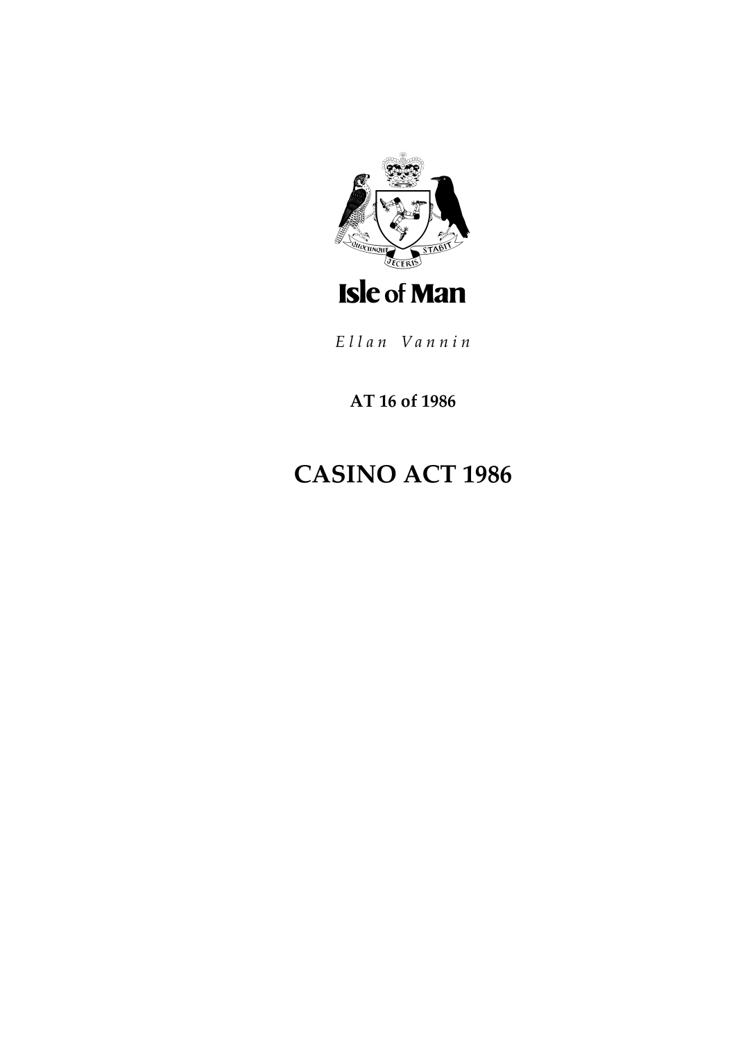Isle of Man

*Ellan Vannin*

**AT 16 of 1986**

# CASINO ACT 1986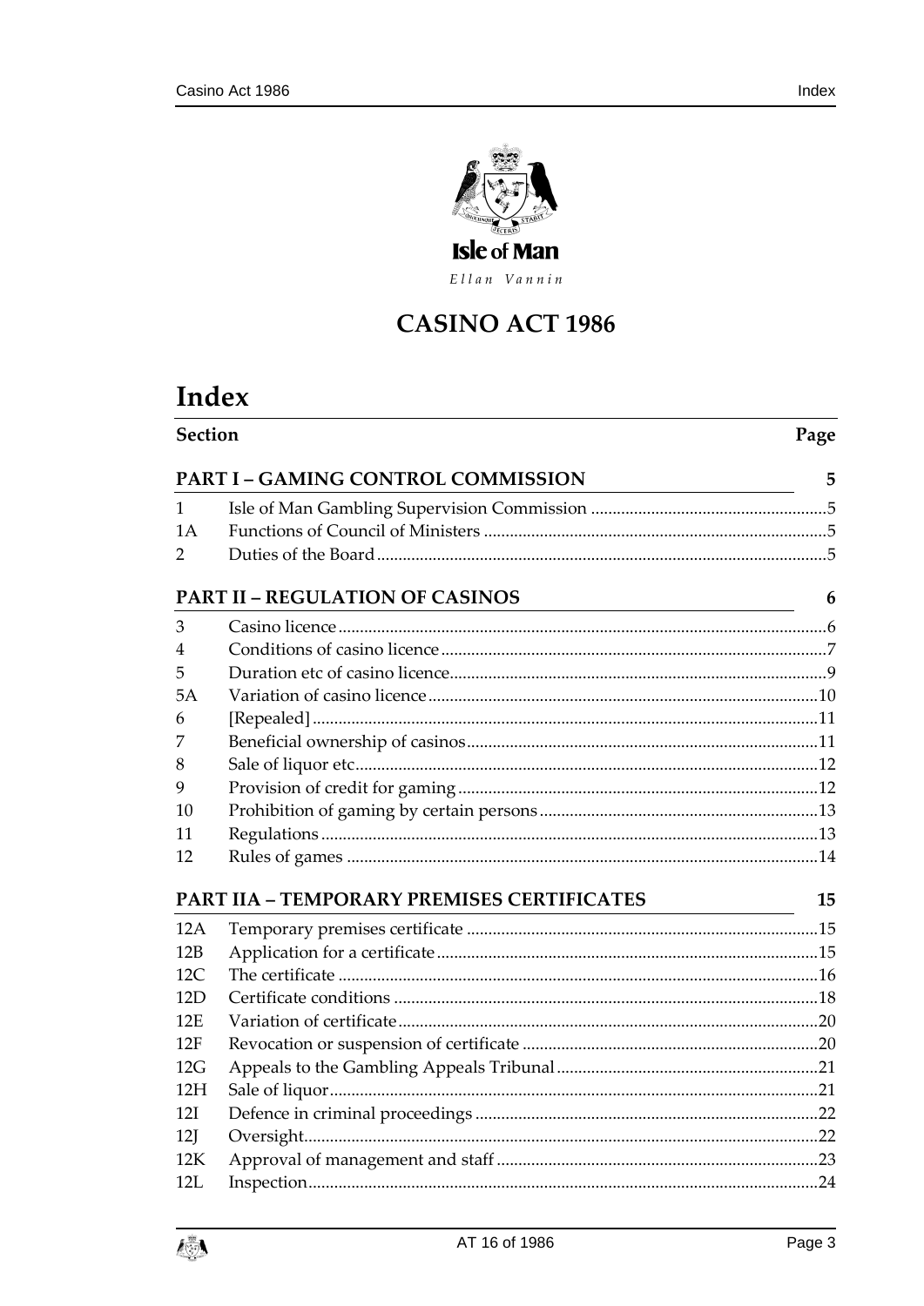Isle of Man

Ellan Vannin

# CASINO ACT 1986

## Index

| Section | | Page |
|---|---|---|
| **PART I – GAMING CONTROL COMMISSION** | | **5** |
| 1 | Isle of Man Gambling Supervision Commission | 5 |
| 1A | Functions of Council of Ministers | 5 |
| 2 | Duties of the Board | 5 |
| **PART II – REGULATION OF CASINOS** | | **6** |
| 3 | Casino licence | 6 |
| 4 | Conditions of casino licence | 7 |
| 5 | Duration etc of casino licence | 9 |
| 5A | Variation of casino licence | 10 |
| 6 | [Repealed] | 11 |
| 7 | Beneficial ownership of casinos | 11 |
| 8 | Sale of liquor etc | 12 |
| 9 | Provision of credit for gaming | 12 |
| 10 | Prohibition of gaming by certain persons | 13 |
| 11 | Regulations | 13 |
| 12 | Rules of games | 14 |
| **PART IIA – TEMPORARY PREMISES CERTIFICATES** | | **15** |
| 12A | Temporary premises certificate | 15 |
| 12B | Application for a certificate | 15 |
| 12C | The certificate | 16 |
| 12D | Certificate conditions | 18 |
| 12E | Variation of certificate | 20 |
| 12F | Revocation or suspension of certificate | 20 |
| 12G | Appeals to the Gambling Appeals Tribunal | 21 |
| 12H | Sale of liquor | 21 |
| 12I | Defence in criminal proceedings | 22 |
| 12J | Oversight | 22 |
| 12K | Approval of management and staff | 23 |
| 12L | Inspection | 24 |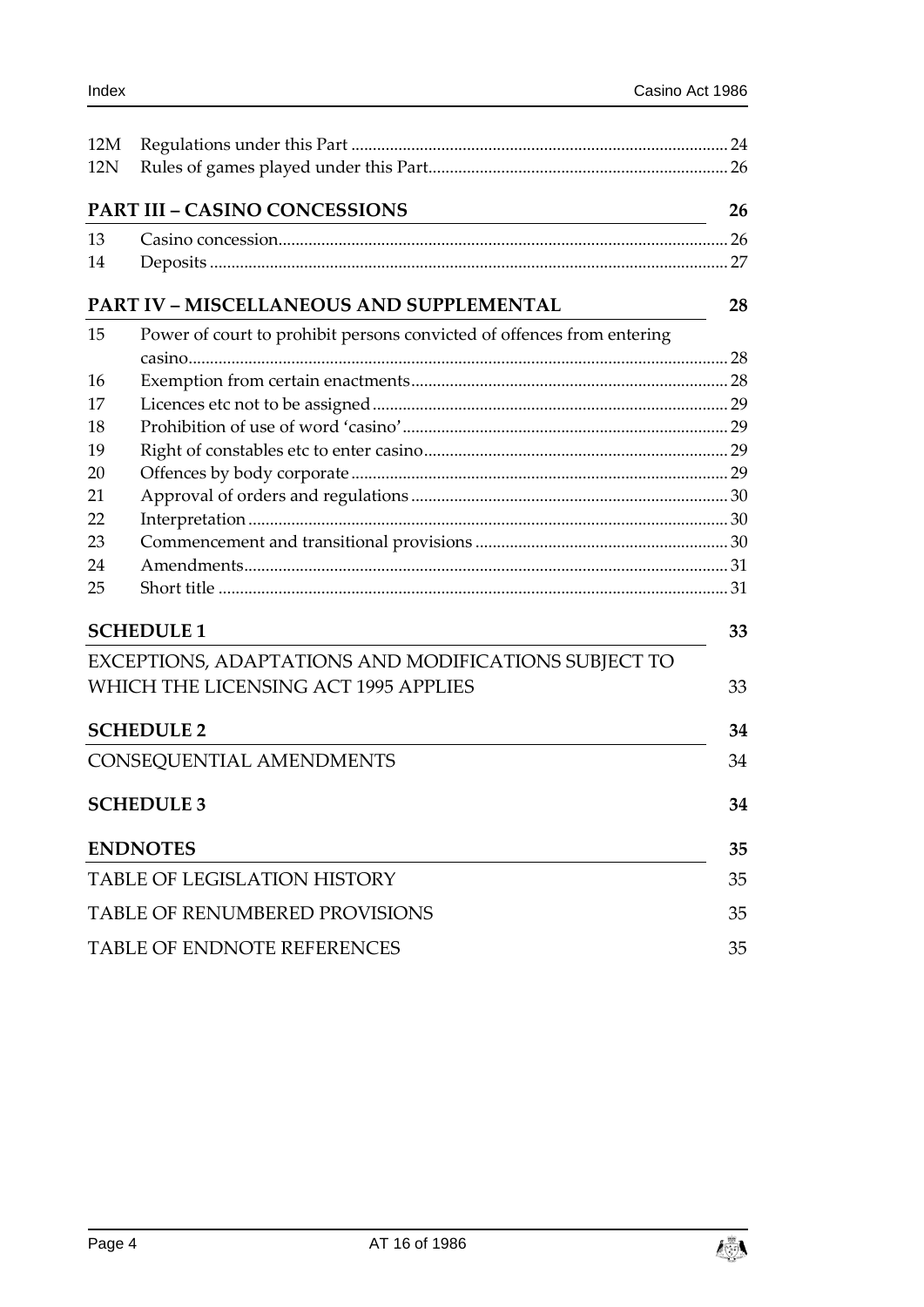| | | |
|---|---|---|
| 12M | Regulations under this Part | 24 |
| 12N | Rules of games played under this Part | 26 |

**PART III – CASINO CONCESSIONS** 26

| | | |
|---|---|---|
| 13 | Casino concession | 26 |
| 14 | Deposits | 27 |

**PART IV – MISCELLANEOUS AND SUPPLEMENTAL** 28

| | | |
|---|---|---|
| 15 | Power of court to prohibit persons convicted of offences from entering casino | 28 |
| 16 | Exemption from certain enactments | 28 |
| 17 | Licences etc not to be assigned | 29 |
| 18 | Prohibition of use of word 'casino' | 29 |
| 19 | Right of constables etc to enter casino | 29 |
| 20 | Offences by body corporate | 29 |
| 21 | Approval of orders and regulations | 30 |
| 22 | Interpretation | 30 |
| 23 | Commencement and transitional provisions | 30 |
| 24 | Amendments | 31 |
| 25 | Short title | 31 |

**SCHEDULE 1** 33

EXCEPTIONS, ADAPTATIONS AND MODIFICATIONS SUBJECT TO WHICH THE LICENSING ACT 1995 APPLIES 33

**SCHEDULE 2** 34

CONSEQUENTIAL AMENDMENTS 34

**SCHEDULE 3** 34

**ENDNOTES** 35

TABLE OF LEGISLATION HISTORY 35

TABLE OF RENUMBERED PROVISIONS 35

TABLE OF ENDNOTE REFERENCES 35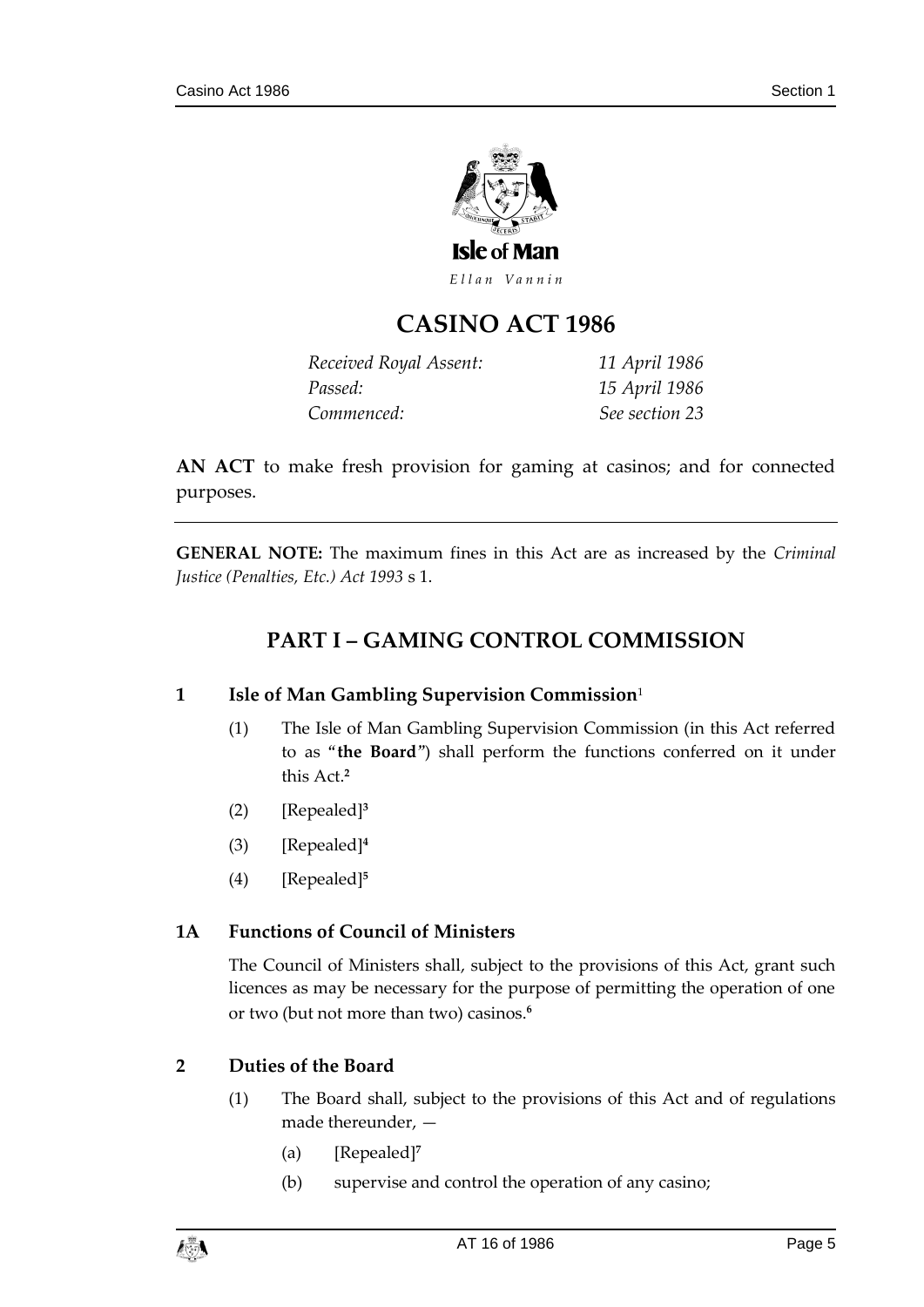Isle of Man

*Ellan Vannin*

# CASINO ACT 1986

| | |
|---|---|
| *Received Royal Assent:* | *11 April 1986* |
| *Passed:* | *15 April 1986* |
| *Commenced:* | *See section 23* |

**AN ACT** to make fresh provision for gaming at casinos; and for connected purposes.

---

**GENERAL NOTE:** The maximum fines in this Act are as increased by the *Criminal Justice (Penalties, Etc.) Act 1993* s 1.

## PART I – GAMING CONTROL COMMISSION

### 1 Isle of Man Gambling Supervision Commission[1]

(1) The Isle of Man Gambling Supervision Commission (in this Act referred to as "**the Board**") shall perform the functions conferred on it under this Act.[2]

(2) [Repealed][3]

(3) [Repealed][4]

(4) [Repealed][5]

### 1A Functions of Council of Ministers

The Council of Ministers shall, subject to the provisions of this Act, grant such licences as may be necessary for the purpose of permitting the operation of one or two (but not more than two) casinos.[6]

### 2 Duties of the Board

(1) The Board shall, subject to the provisions of this Act and of regulations made thereunder, —

(a) [Repealed][7]

(b) supervise and control the operation of any casino;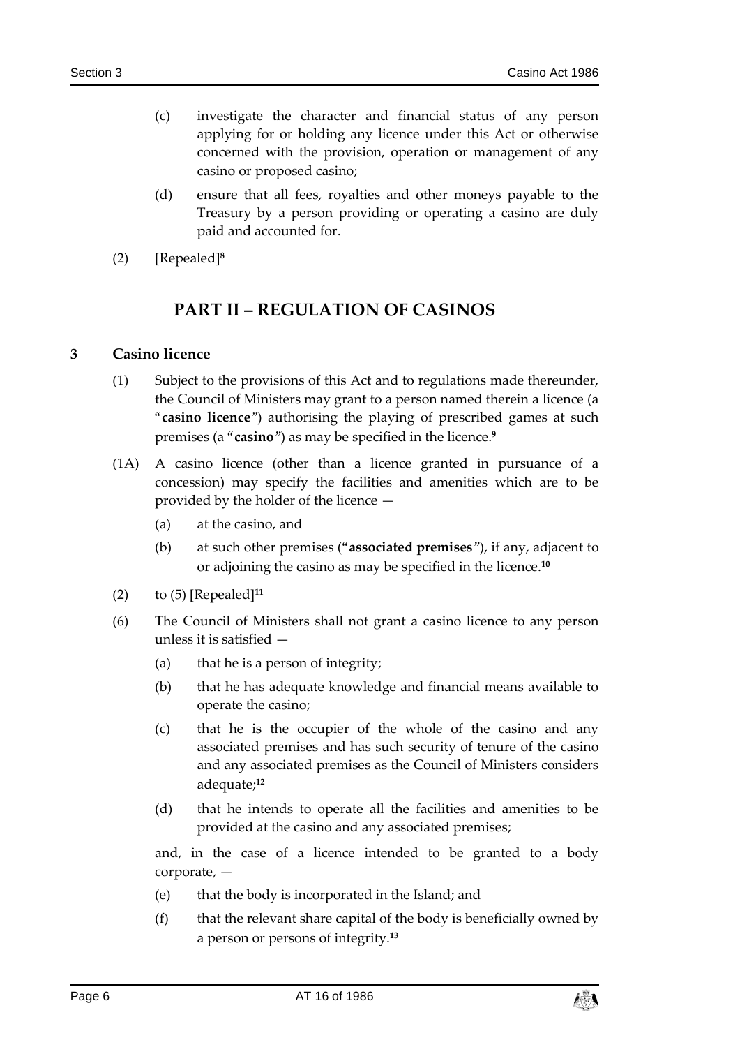(c) investigate the character and financial status of any person applying for or holding any licence under this Act or otherwise concerned with the provision, operation or management of any casino or proposed casino;

(d) ensure that all fees, royalties and other moneys payable to the Treasury by a person providing or operating a casino are duly paid and accounted for.

(2) [Repealed][8]

## PART II – REGULATION OF CASINOS

### 3 Casino licence

(1) Subject to the provisions of this Act and to regulations made thereunder, the Council of Ministers may grant to a person named therein a licence (a "**casino licence**") authorising the playing of prescribed games at such premises (a "**casino**") as may be specified in the licence.[9]

(1A) A casino licence (other than a licence granted in pursuance of a concession) may specify the facilities and amenities which are to be provided by the holder of the licence —

(a) at the casino, and

(b) at such other premises ("**associated premises**"), if any, adjacent to or adjoining the casino as may be specified in the licence.[10]

(2) to (5) [Repealed][11]

(6) The Council of Ministers shall not grant a casino licence to any person unless it is satisfied —

(a) that he is a person of integrity;

(b) that he has adequate knowledge and financial means available to operate the casino;

(c) that he is the occupier of the whole of the casino and any associated premises and has such security of tenure of the casino and any associated premises as the Council of Ministers considers adequate;[12]

(d) that he intends to operate all the facilities and amenities to be provided at the casino and any associated premises;

and, in the case of a licence intended to be granted to a body corporate, —

(e) that the body is incorporated in the Island; and

(f) that the relevant share capital of the body is beneficially owned by a person or persons of integrity.[13]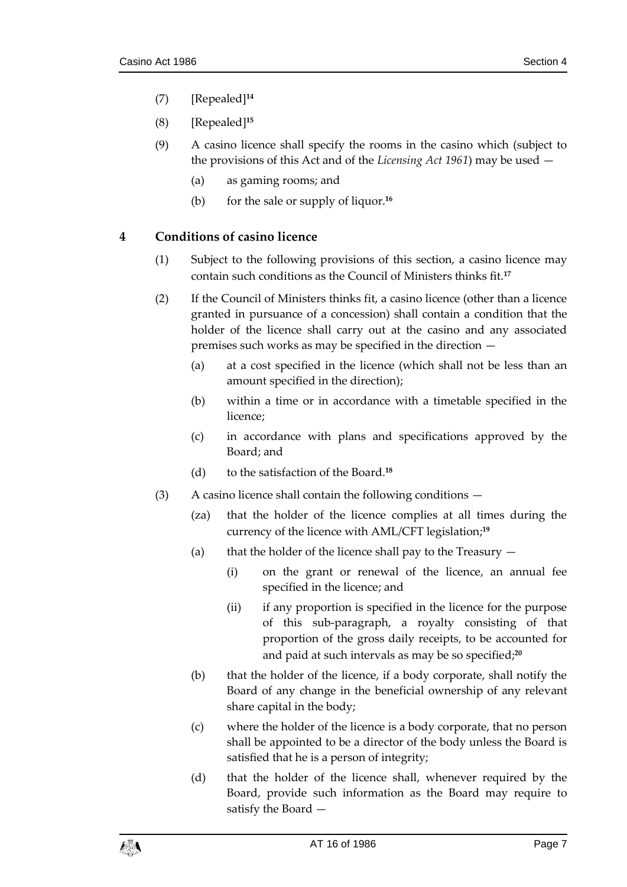(7) [Repealed][14]

(8) [Repealed][15]

(9) A casino licence shall specify the rooms in the casino which (subject to the provisions of this Act and of the *Licensing Act 1961*) may be used —

(a) as gaming rooms; and

(b) for the sale or supply of liquor.[16]

## 4 Conditions of casino licence

(1) Subject to the following provisions of this section, a casino licence may contain such conditions as the Council of Ministers thinks fit.[17]

(2) If the Council of Ministers thinks fit, a casino licence (other than a licence granted in pursuance of a concession) shall contain a condition that the holder of the licence shall carry out at the casino and any associated premises such works as may be specified in the direction —

(a) at a cost specified in the licence (which shall not be less than an amount specified in the direction);

(b) within a time or in accordance with a timetable specified in the licence;

(c) in accordance with plans and specifications approved by the Board; and

(d) to the satisfaction of the Board.[18]

(3) A casino licence shall contain the following conditions —

(za) that the holder of the licence complies at all times during the currency of the licence with AML/CFT legislation;[19]

(a) that the holder of the licence shall pay to the Treasury —

(i) on the grant or renewal of the licence, an annual fee specified in the licence; and

(ii) if any proportion is specified in the licence for the purpose of this sub-paragraph, a royalty consisting of that proportion of the gross daily receipts, to be accounted for and paid at such intervals as may be so specified;[20]

(b) that the holder of the licence, if a body corporate, shall notify the Board of any change in the beneficial ownership of any relevant share capital in the body;

(c) where the holder of the licence is a body corporate, that no person shall be appointed to be a director of the body unless the Board is satisfied that he is a person of integrity;

(d) that the holder of the licence shall, whenever required by the Board, provide such information as the Board may require to satisfy the Board —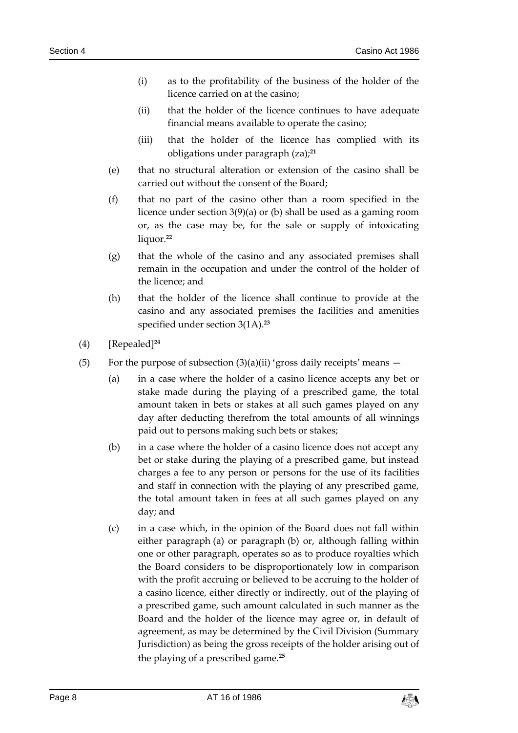(i) as to the profitability of the business of the holder of the licence carried on at the casino;

(ii) that the holder of the licence continues to have adequate financial means available to operate the casino;

(iii) that the holder of the licence has complied with its obligations under paragraph (za);[21]

(e) that no structural alteration or extension of the casino shall be carried out without the consent of the Board;

(f) that no part of the casino other than a room specified in the licence under section 3(9)(a) or (b) shall be used as a gaming room or, as the case may be, for the sale or supply of intoxicating liquor.[22]

(g) that the whole of the casino and any associated premises shall remain in the occupation and under the control of the holder of the licence; and

(h) that the holder of the licence shall continue to provide at the casino and any associated premises the facilities and amenities specified under section 3(1A).[23]

(4) [Repealed][24]

(5) For the purpose of subsection (3)(a)(ii) 'gross daily receipts' means —

(a) in a case where the holder of a casino licence accepts any bet or stake made during the playing of a prescribed game, the total amount taken in bets or stakes at all such games played on any day after deducting therefrom the total amounts of all winnings paid out to persons making such bets or stakes;

(b) in a case where the holder of a casino licence does not accept any bet or stake during the playing of a prescribed game, but instead charges a fee to any person or persons for the use of its facilities and staff in connection with the playing of any prescribed game, the total amount taken in fees at all such games played on any day; and

(c) in a case which, in the opinion of the Board does not fall within either paragraph (a) or paragraph (b) or, although falling within one or other paragraph, operates so as to produce royalties which the Board considers to be disproportionately low in comparison with the profit accruing or believed to be accruing to the holder of a casino licence, either directly or indirectly, out of the playing of a prescribed game, such amount calculated in such manner as the Board and the holder of the licence may agree or, in default of agreement, as may be determined by the Civil Division (Summary Jurisdiction) as being the gross receipts of the holder arising out of the playing of a prescribed game.[25]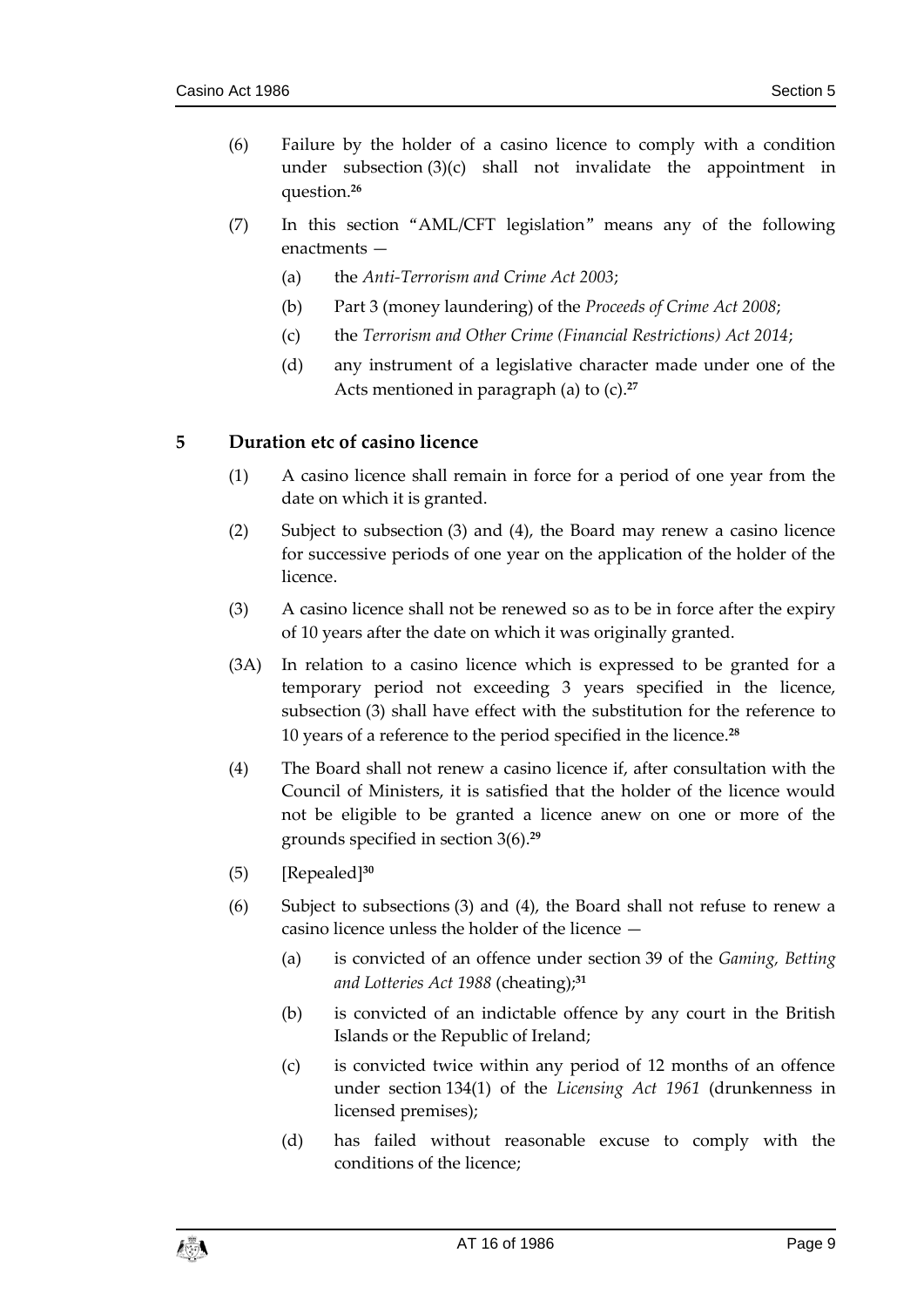(6) Failure by the holder of a casino licence to comply with a condition under subsection (3)(c) shall not invalidate the appointment in question.[26]

(7) In this section "AML/CFT legislation" means any of the following enactments —

(a) the *Anti-Terrorism and Crime Act 2003*;

(b) Part 3 (money laundering) of the *Proceeds of Crime Act 2008*;

(c) the *Terrorism and Other Crime (Financial Restrictions) Act 2014*;

(d) any instrument of a legislative character made under one of the Acts mentioned in paragraph (a) to (c).[27]

## 5 Duration etc of casino licence

(1) A casino licence shall remain in force for a period of one year from the date on which it is granted.

(2) Subject to subsection (3) and (4), the Board may renew a casino licence for successive periods of one year on the application of the holder of the licence.

(3) A casino licence shall not be renewed so as to be in force after the expiry of 10 years after the date on which it was originally granted.

(3A) In relation to a casino licence which is expressed to be granted for a temporary period not exceeding 3 years specified in the licence, subsection (3) shall have effect with the substitution for the reference to 10 years of a reference to the period specified in the licence.[28]

(4) The Board shall not renew a casino licence if, after consultation with the Council of Ministers, it is satisfied that the holder of the licence would not be eligible to be granted a licence anew on one or more of the grounds specified in section 3(6).[29]

(5) [Repealed][30]

(6) Subject to subsections (3) and (4), the Board shall not refuse to renew a casino licence unless the holder of the licence —

(a) is convicted of an offence under section 39 of the *Gaming, Betting and Lotteries Act 1988* (cheating);[31]

(b) is convicted of an indictable offence by any court in the British Islands or the Republic of Ireland;

(c) is convicted twice within any period of 12 months of an offence under section 134(1) of the *Licensing Act 1961* (drunkenness in licensed premises);

(d) has failed without reasonable excuse to comply with the conditions of the licence;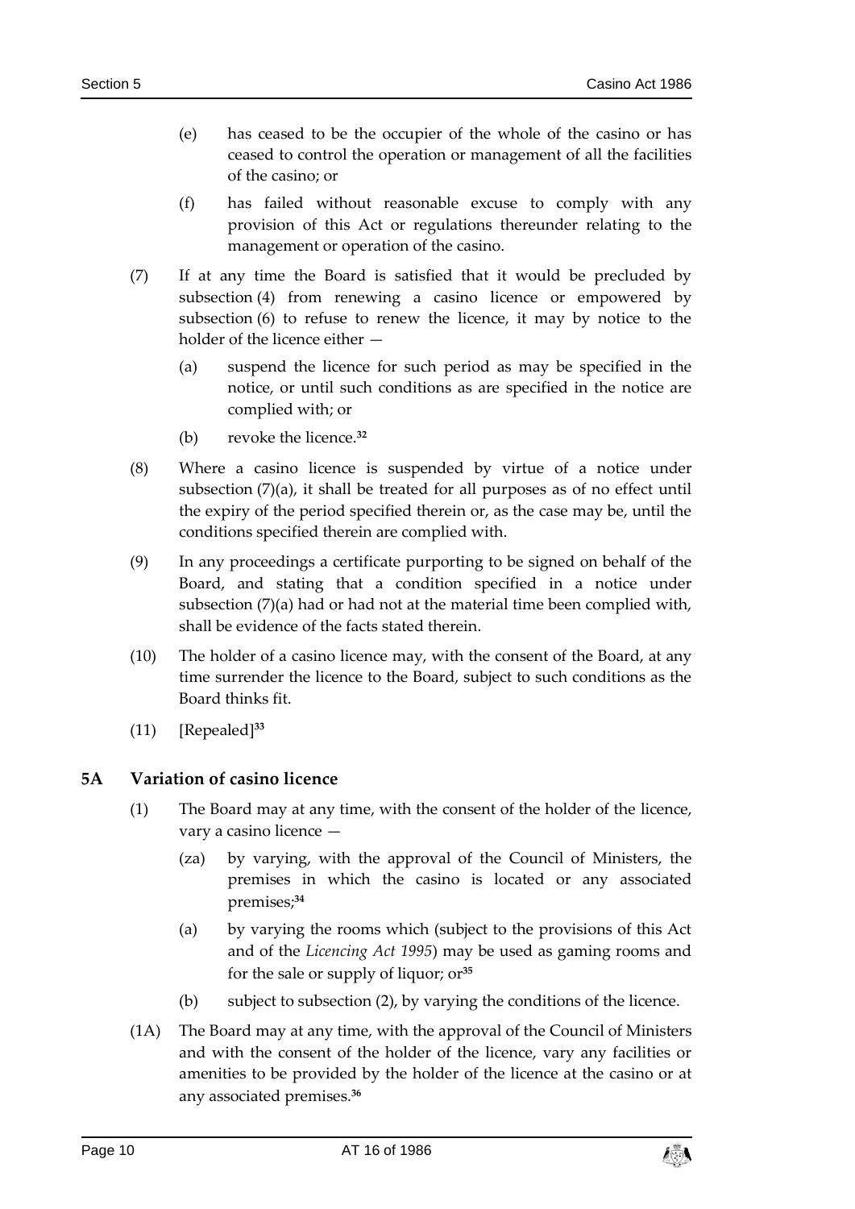(e) has ceased to be the occupier of the whole of the casino or has ceased to control the operation or management of all the facilities of the casino; or

(f) has failed without reasonable excuse to comply with any provision of this Act or regulations thereunder relating to the management or operation of the casino.

(7) If at any time the Board is satisfied that it would be precluded by subsection (4) from renewing a casino licence or empowered by subsection (6) to refuse to renew the licence, it may by notice to the holder of the licence either —

(a) suspend the licence for such period as may be specified in the notice, or until such conditions as are specified in the notice are complied with; or

(b) revoke the licence.[32]

(8) Where a casino licence is suspended by virtue of a notice under subsection (7)(a), it shall be treated for all purposes as of no effect until the expiry of the period specified therein or, as the case may be, until the conditions specified therein are complied with.

(9) In any proceedings a certificate purporting to be signed on behalf of the Board, and stating that a condition specified in a notice under subsection (7)(a) had or had not at the material time been complied with, shall be evidence of the facts stated therein.

(10) The holder of a casino licence may, with the consent of the Board, at any time surrender the licence to the Board, subject to such conditions as the Board thinks fit.

(11) [Repealed][33]

## 5A Variation of casino licence

(1) The Board may at any time, with the consent of the holder of the licence, vary a casino licence —

(za) by varying, with the approval of the Council of Ministers, the premises in which the casino is located or any associated premises;[34]

(a) by varying the rooms which (subject to the provisions of this Act and of the *Licencing Act 1995*) may be used as gaming rooms and for the sale or supply of liquor; or[35]

(b) subject to subsection (2), by varying the conditions of the licence.

(1A) The Board may at any time, with the approval of the Council of Ministers and with the consent of the holder of the licence, vary any facilities or amenities to be provided by the holder of the licence at the casino or at any associated premises.[36]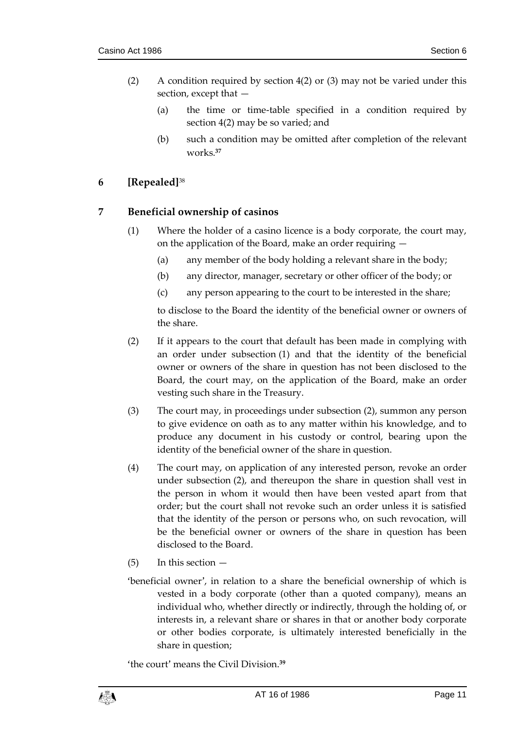(2) A condition required by section 4(2) or (3) may not be varied under this section, except that —

   (a) the time or time-table specified in a condition required by section 4(2) may be so varied; and

   (b) such a condition may be omitted after completion of the relevant works.[37]

## 6 [Repealed][38]

## 7 Beneficial ownership of casinos

(1) Where the holder of a casino licence is a body corporate, the court may, on the application of the Board, make an order requiring —

   (a) any member of the body holding a relevant share in the body;

   (b) any director, manager, secretary or other officer of the body; or

   (c) any person appearing to the court to be interested in the share;

   to disclose to the Board the identity of the beneficial owner or owners of the share.

(2) If it appears to the court that default has been made in complying with an order under subsection (1) and that the identity of the beneficial owner or owners of the share in question has not been disclosed to the Board, the court may, on the application of the Board, make an order vesting such share in the Treasury.

(3) The court may, in proceedings under subsection (2), summon any person to give evidence on oath as to any matter within his knowledge, and to produce any document in his custody or control, bearing upon the identity of the beneficial owner of the share in question.

(4) The court may, on application of any interested person, revoke an order under subsection (2), and thereupon the share in question shall vest in the person in whom it would then have been vested apart from that order; but the court shall not revoke such an order unless it is satisfied that the identity of the person or persons who, on such revocation, will be the beneficial owner or owners of the share in question has been disclosed to the Board.

(5) In this section —

'beneficial owner', in relation to a share the beneficial ownership of which is vested in a body corporate (other than a quoted company), means an individual who, whether directly or indirectly, through the holding of, or interests in, a relevant share or shares in that or another body corporate or other bodies corporate, is ultimately interested beneficially in the share in question;

'the court' means the Civil Division.[39]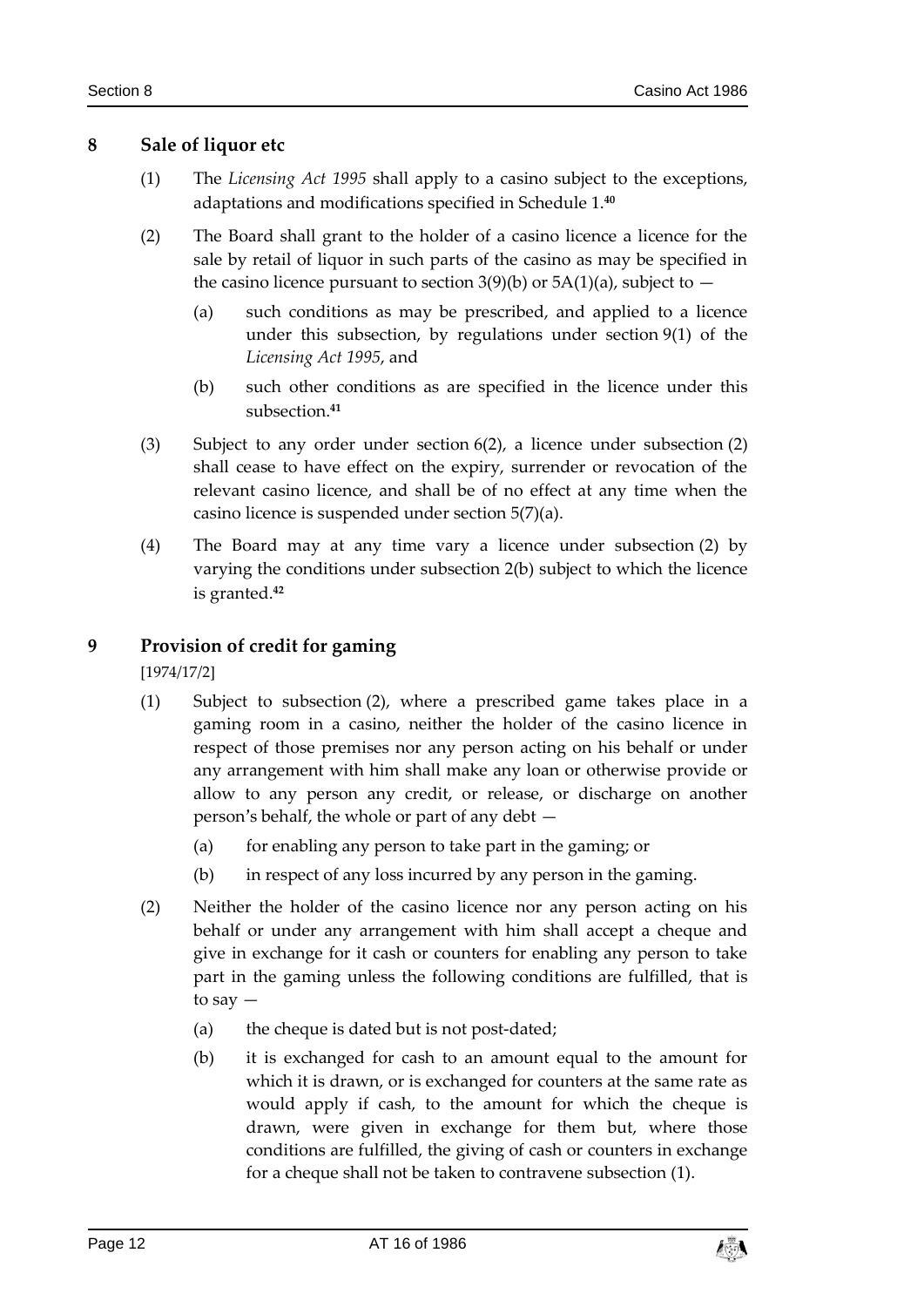## 8 Sale of liquor etc

(1) The *Licensing Act 1995* shall apply to a casino subject to the exceptions, adaptations and modifications specified in Schedule 1.[40]

(2) The Board shall grant to the holder of a casino licence a licence for the sale by retail of liquor in such parts of the casino as may be specified in the casino licence pursuant to section 3(9)(b) or 5A(1)(a), subject to —

(a) such conditions as may be prescribed, and applied to a licence under this subsection, by regulations under section 9(1) of the *Licensing Act 1995*, and

(b) such other conditions as are specified in the licence under this subsection.[41]

(3) Subject to any order under section 6(2), a licence under subsection (2) shall cease to have effect on the expiry, surrender or revocation of the relevant casino licence, and shall be of no effect at any time when the casino licence is suspended under section 5(7)(a).

(4) The Board may at any time vary a licence under subsection (2) by varying the conditions under subsection 2(b) subject to which the licence is granted.[42]

## 9 Provision of credit for gaming

[1974/17/2]

(1) Subject to subsection (2), where a prescribed game takes place in a gaming room in a casino, neither the holder of the casino licence in respect of those premises nor any person acting on his behalf or under any arrangement with him shall make any loan or otherwise provide or allow to any person any credit, or release, or discharge on another person's behalf, the whole or part of any debt —

(a) for enabling any person to take part in the gaming; or

(b) in respect of any loss incurred by any person in the gaming.

(2) Neither the holder of the casino licence nor any person acting on his behalf or under any arrangement with him shall accept a cheque and give in exchange for it cash or counters for enabling any person to take part in the gaming unless the following conditions are fulfilled, that is to say —

(a) the cheque is dated but is not post-dated;

(b) it is exchanged for cash to an amount equal to the amount for which it is drawn, or is exchanged for counters at the same rate as would apply if cash, to the amount for which the cheque is drawn, were given in exchange for them but, where those conditions are fulfilled, the giving of cash or counters in exchange for a cheque shall not be taken to contravene subsection (1).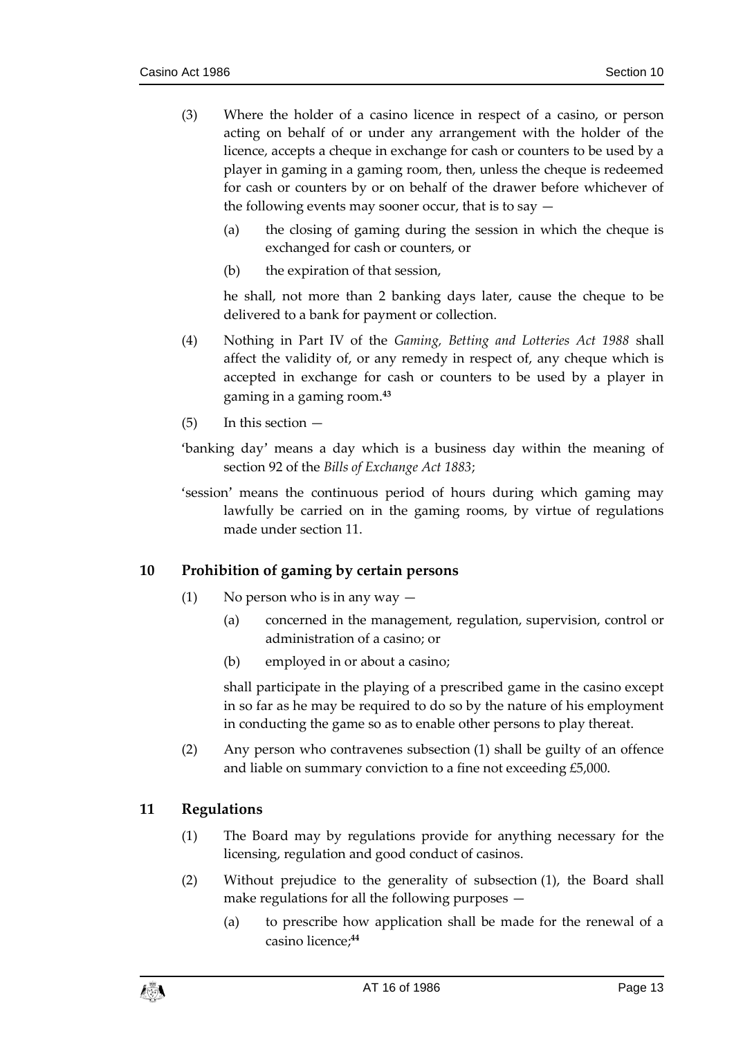(3) Where the holder of a casino licence in respect of a casino, or person acting on behalf of or under any arrangement with the holder of the licence, accepts a cheque in exchange for cash or counters to be used by a player in gaming in a gaming room, then, unless the cheque is redeemed for cash or counters by or on behalf of the drawer before whichever of the following events may sooner occur, that is to say —

(a) the closing of gaming during the session in which the cheque is exchanged for cash or counters, or

(b) the expiration of that session,

he shall, not more than 2 banking days later, cause the cheque to be delivered to a bank for payment or collection.

(4) Nothing in Part IV of the *Gaming, Betting and Lotteries Act 1988* shall affect the validity of, or any remedy in respect of, any cheque which is accepted in exchange for cash or counters to be used by a player in gaming in a gaming room.[43]

(5) In this section —

'banking day' means a day which is a business day within the meaning of section 92 of the *Bills of Exchange Act 1883*;

'session' means the continuous period of hours during which gaming may lawfully be carried on in the gaming rooms, by virtue of regulations made under section 11.

## 10 Prohibition of gaming by certain persons

(1) No person who is in any way —

(a) concerned in the management, regulation, supervision, control or administration of a casino; or

(b) employed in or about a casino;

shall participate in the playing of a prescribed game in the casino except in so far as he may be required to do so by the nature of his employment in conducting the game so as to enable other persons to play thereat.

(2) Any person who contravenes subsection (1) shall be guilty of an offence and liable on summary conviction to a fine not exceeding £5,000.

## 11 Regulations

(1) The Board may by regulations provide for anything necessary for the licensing, regulation and good conduct of casinos.

(2) Without prejudice to the generality of subsection (1), the Board shall make regulations for all the following purposes —

(a) to prescribe how application shall be made for the renewal of a casino licence;[44]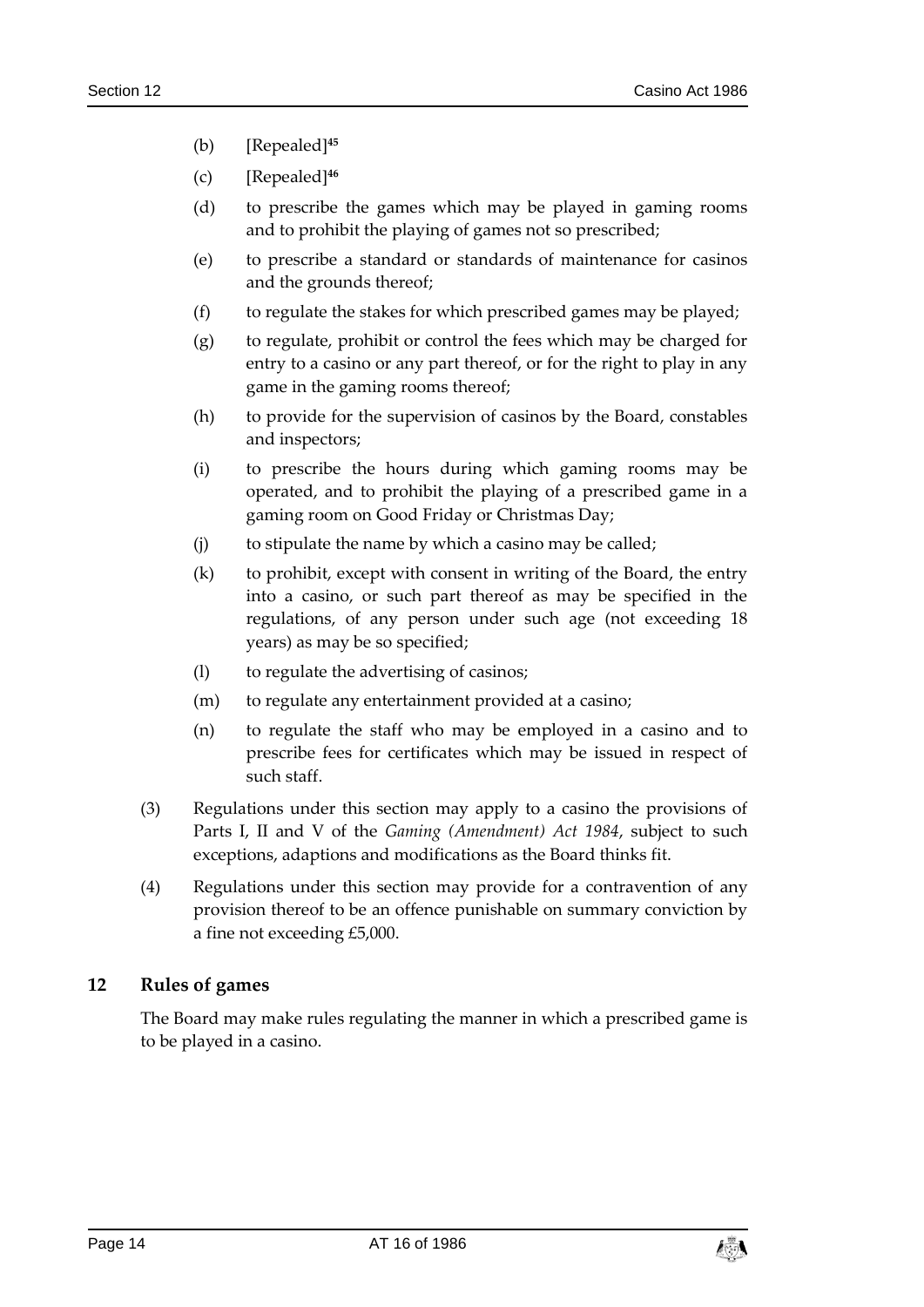(b) [Repealed][45]

(c) [Repealed][46]

(d) to prescribe the games which may be played in gaming rooms and to prohibit the playing of games not so prescribed;

(e) to prescribe a standard or standards of maintenance for casinos and the grounds thereof;

(f) to regulate the stakes for which prescribed games may be played;

(g) to regulate, prohibit or control the fees which may be charged for entry to a casino or any part thereof, or for the right to play in any game in the gaming rooms thereof;

(h) to provide for the supervision of casinos by the Board, constables and inspectors;

(i) to prescribe the hours during which gaming rooms may be operated, and to prohibit the playing of a prescribed game in a gaming room on Good Friday or Christmas Day;

(j) to stipulate the name by which a casino may be called;

(k) to prohibit, except with consent in writing of the Board, the entry into a casino, or such part thereof as may be specified in the regulations, of any person under such age (not exceeding 18 years) as may be so specified;

(l) to regulate the advertising of casinos;

(m) to regulate any entertainment provided at a casino;

(n) to regulate the staff who may be employed in a casino and to prescribe fees for certificates which may be issued in respect of such staff.

(3) Regulations under this section may apply to a casino the provisions of Parts I, II and V of the *Gaming (Amendment) Act 1984*, subject to such exceptions, adaptions and modifications as the Board thinks fit.

(4) Regulations under this section may provide for a contravention of any provision thereof to be an offence punishable on summary conviction by a fine not exceeding £5,000.

## 12 Rules of games

The Board may make rules regulating the manner in which a prescribed game is to be played in a casino.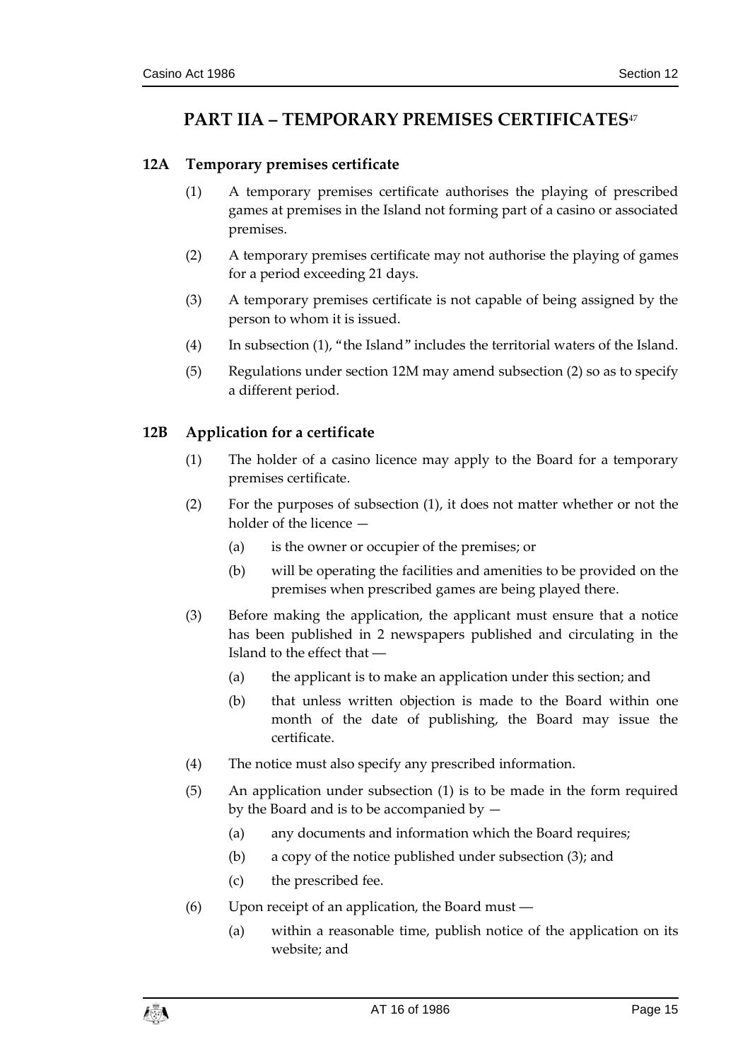## PART IIA – TEMPORARY PREMISES CERTIFICATES[47]

### 12A Temporary premises certificate

(1) A temporary premises certificate authorises the playing of prescribed games at premises in the Island not forming part of a casino or associated premises.

(2) A temporary premises certificate may not authorise the playing of games for a period exceeding 21 days.

(3) A temporary premises certificate is not capable of being assigned by the person to whom it is issued.

(4) In subsection (1), "the Island" includes the territorial waters of the Island.

(5) Regulations under section 12M may amend subsection (2) so as to specify a different period.

### 12B Application for a certificate

(1) The holder of a casino licence may apply to the Board for a temporary premises certificate.

(2) For the purposes of subsection (1), it does not matter whether or not the holder of the licence —

(a) is the owner or occupier of the premises; or

(b) will be operating the facilities and amenities to be provided on the premises when prescribed games are being played there.

(3) Before making the application, the applicant must ensure that a notice has been published in 2 newspapers published and circulating in the Island to the effect that —

(a) the applicant is to make an application under this section; and

(b) that unless written objection is made to the Board within one month of the date of publishing, the Board may issue the certificate.

(4) The notice must also specify any prescribed information.

(5) An application under subsection (1) is to be made in the form required by the Board and is to be accompanied by —

(a) any documents and information which the Board requires;

(b) a copy of the notice published under subsection (3); and

(c) the prescribed fee.

(6) Upon receipt of an application, the Board must —

(a) within a reasonable time, publish notice of the application on its website; and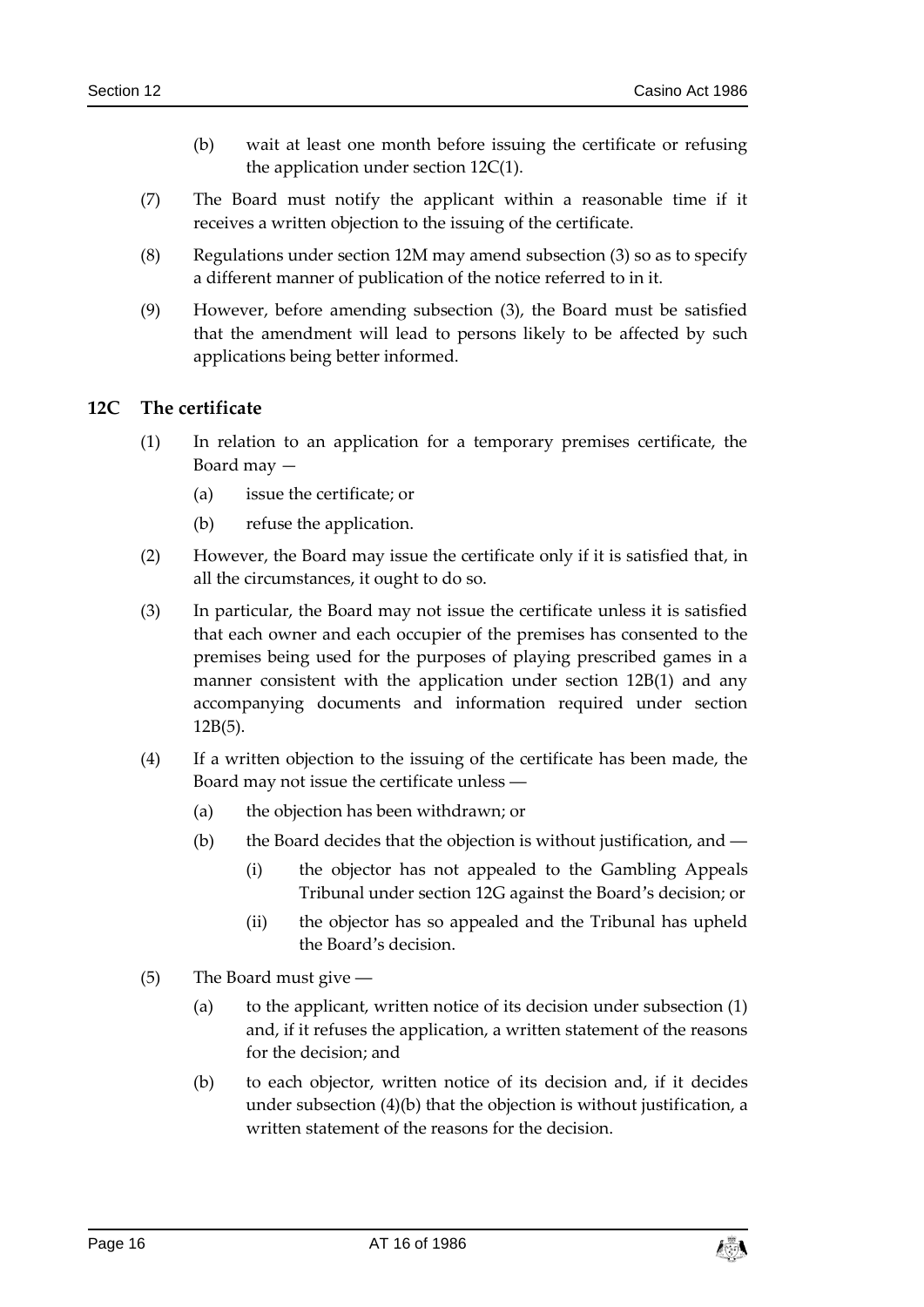(b) wait at least one month before issuing the certificate or refusing the application under section 12C(1).

(7) The Board must notify the applicant within a reasonable time if it receives a written objection to the issuing of the certificate.

(8) Regulations under section 12M may amend subsection (3) so as to specify a different manner of publication of the notice referred to in it.

(9) However, before amending subsection (3), the Board must be satisfied that the amendment will lead to persons likely to be affected by such applications being better informed.

## 12C The certificate

(1) In relation to an application for a temporary premises certificate, the Board may —

(a) issue the certificate; or

(b) refuse the application.

(2) However, the Board may issue the certificate only if it is satisfied that, in all the circumstances, it ought to do so.

(3) In particular, the Board may not issue the certificate unless it is satisfied that each owner and each occupier of the premises has consented to the premises being used for the purposes of playing prescribed games in a manner consistent with the application under section 12B(1) and any accompanying documents and information required under section 12B(5).

(4) If a written objection to the issuing of the certificate has been made, the Board may not issue the certificate unless —

(a) the objection has been withdrawn; or

(b) the Board decides that the objection is without justification, and —

(i) the objector has not appealed to the Gambling Appeals Tribunal under section 12G against the Board's decision; or

(ii) the objector has so appealed and the Tribunal has upheld the Board's decision.

(5) The Board must give —

(a) to the applicant, written notice of its decision under subsection (1) and, if it refuses the application, a written statement of the reasons for the decision; and

(b) to each objector, written notice of its decision and, if it decides under subsection (4)(b) that the objection is without justification, a written statement of the reasons for the decision.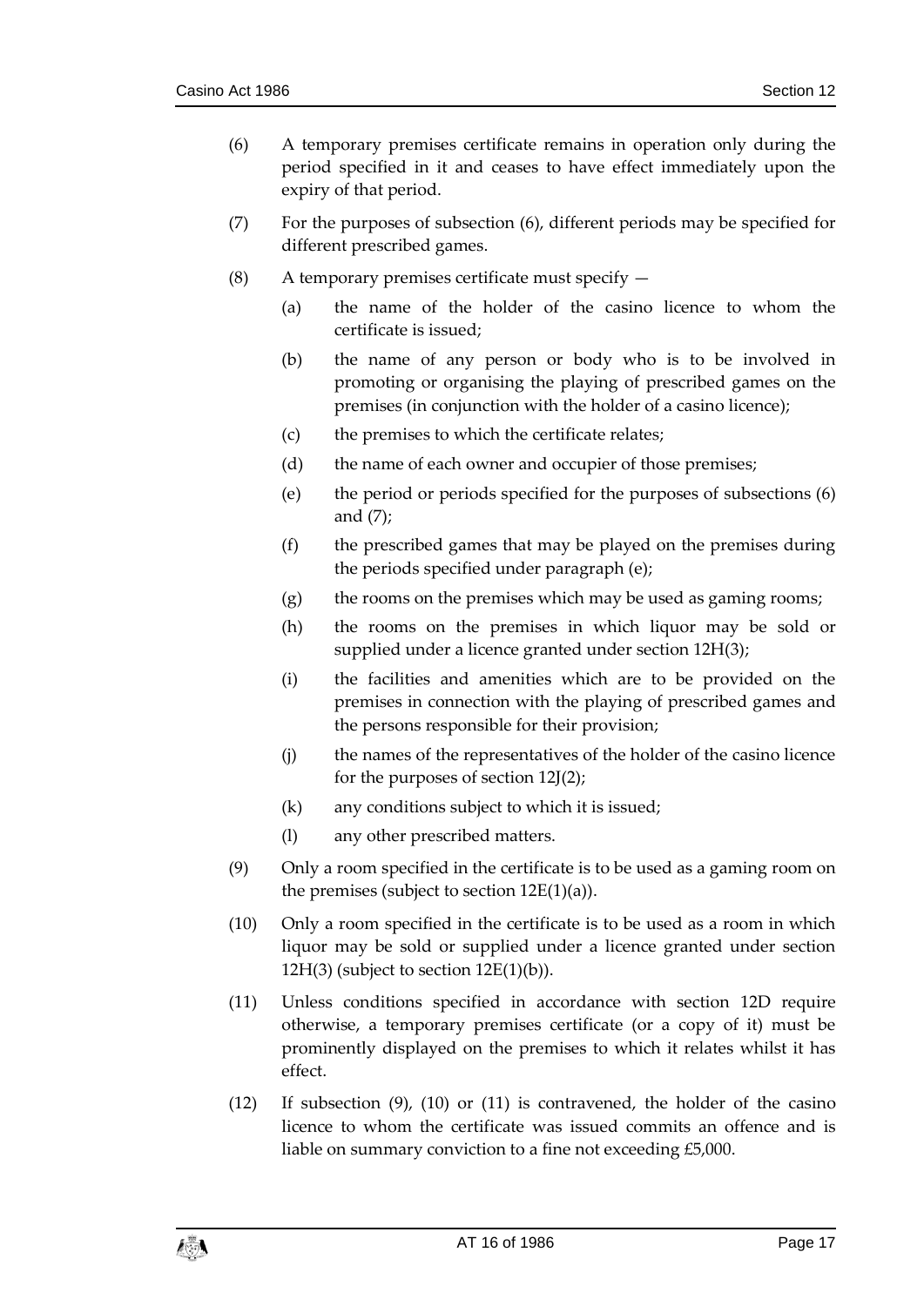(6) A temporary premises certificate remains in operation only during the period specified in it and ceases to have effect immediately upon the expiry of that period.

(7) For the purposes of subsection (6), different periods may be specified for different prescribed games.

(8) A temporary premises certificate must specify —

   (a) the name of the holder of the casino licence to whom the certificate is issued;

   (b) the name of any person or body who is to be involved in promoting or organising the playing of prescribed games on the premises (in conjunction with the holder of a casino licence);

   (c) the premises to which the certificate relates;

   (d) the name of each owner and occupier of those premises;

   (e) the period or periods specified for the purposes of subsections (6) and (7);

   (f) the prescribed games that may be played on the premises during the periods specified under paragraph (e);

   (g) the rooms on the premises which may be used as gaming rooms;

   (h) the rooms on the premises in which liquor may be sold or supplied under a licence granted under section 12H(3);

   (i) the facilities and amenities which are to be provided on the premises in connection with the playing of prescribed games and the persons responsible for their provision;

   (j) the names of the representatives of the holder of the casino licence for the purposes of section 12J(2);

   (k) any conditions subject to which it is issued;

   (l) any other prescribed matters.

(9) Only a room specified in the certificate is to be used as a gaming room on the premises (subject to section 12E(1)(a)).

(10) Only a room specified in the certificate is to be used as a room in which liquor may be sold or supplied under a licence granted under section 12H(3) (subject to section 12E(1)(b)).

(11) Unless conditions specified in accordance with section 12D require otherwise, a temporary premises certificate (or a copy of it) must be prominently displayed on the premises to which it relates whilst it has effect.

(12) If subsection (9), (10) or (11) is contravened, the holder of the casino licence to whom the certificate was issued commits an offence and is liable on summary conviction to a fine not exceeding £5,000.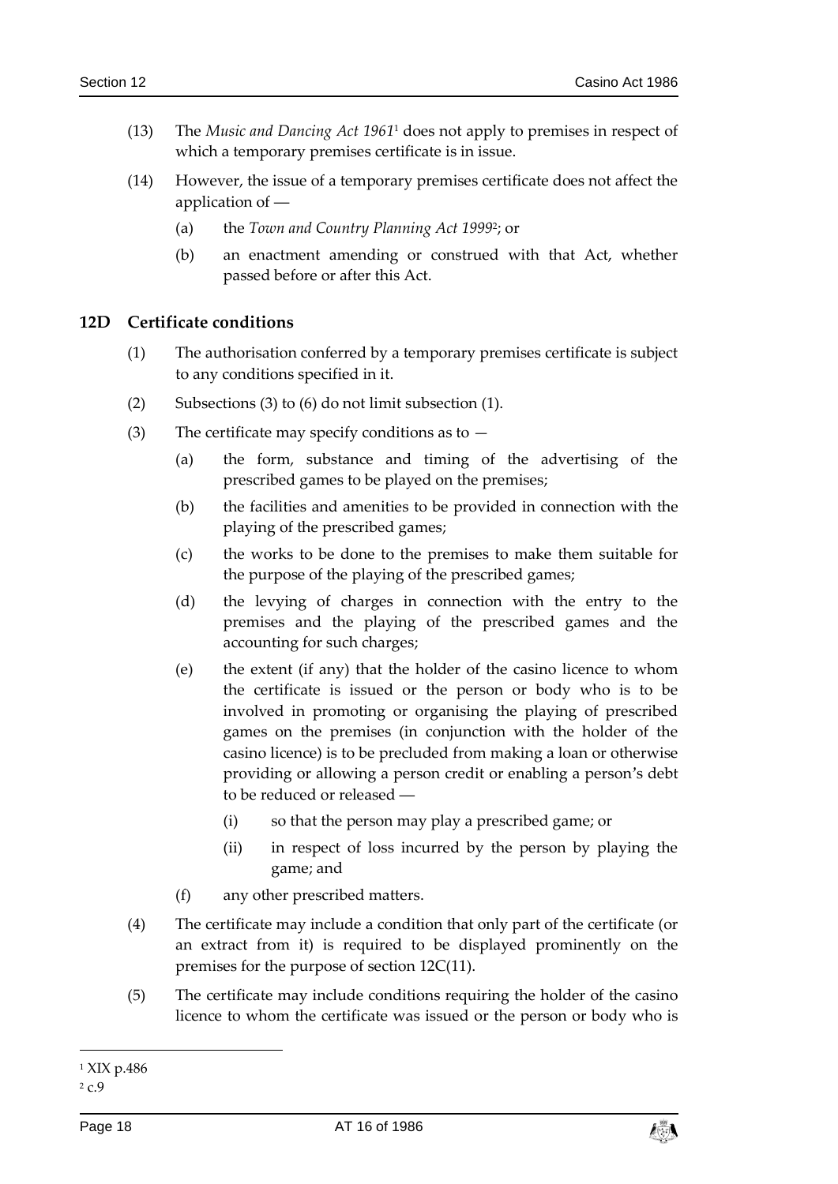(13) The *Music and Dancing Act 1961*[1] does not apply to premises in respect of which a temporary premises certificate is in issue.

(14) However, the issue of a temporary premises certificate does not affect the application of —

(a) the *Town and Country Planning Act 1999*[2]; or

(b) an enactment amending or construed with that Act, whether passed before or after this Act.

### 12D Certificate conditions

(1) The authorisation conferred by a temporary premises certificate is subject to any conditions specified in it.

(2) Subsections (3) to (6) do not limit subsection (1).

(3) The certificate may specify conditions as to —

(a) the form, substance and timing of the advertising of the prescribed games to be played on the premises;

(b) the facilities and amenities to be provided in connection with the playing of the prescribed games;

(c) the works to be done to the premises to make them suitable for the purpose of the playing of the prescribed games;

(d) the levying of charges in connection with the entry to the premises and the playing of the prescribed games and the accounting for such charges;

(e) the extent (if any) that the holder of the casino licence to whom the certificate is issued or the person or body who is to be involved in promoting or organising the playing of prescribed games on the premises (in conjunction with the holder of the casino licence) is to be precluded from making a loan or otherwise providing or allowing a person credit or enabling a person's debt to be reduced or released —

(i) so that the person may play a prescribed game; or

(ii) in respect of loss incurred by the person by playing the game; and

(f) any other prescribed matters.

(4) The certificate may include a condition that only part of the certificate (or an extract from it) is required to be displayed prominently on the premises for the purpose of section 12C(11).

(5) The certificate may include conditions requiring the holder of the casino licence to whom the certificate was issued or the person or body who is

[1] XIX p.486

[2] c.9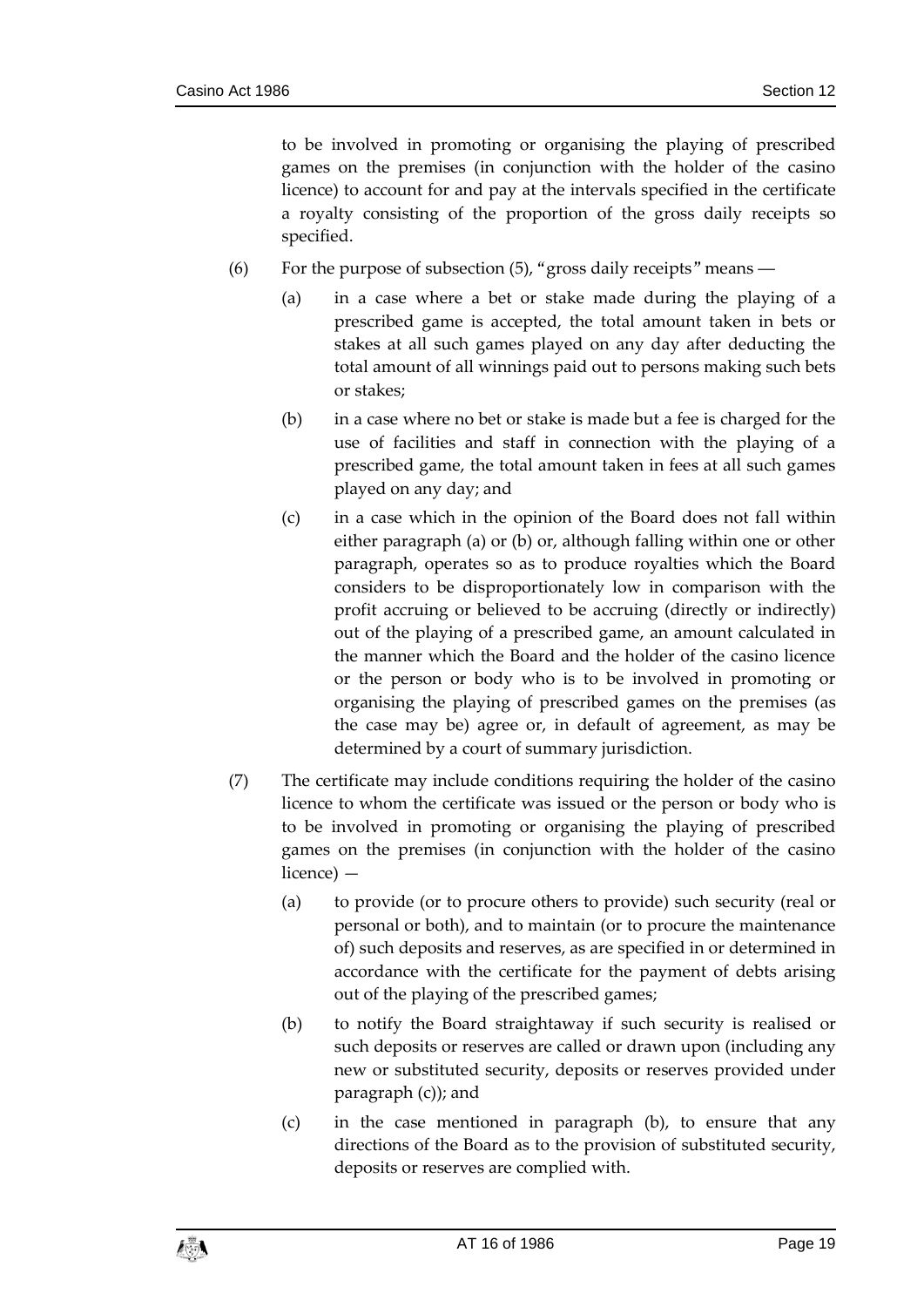to be involved in promoting or organising the playing of prescribed games on the premises (in conjunction with the holder of the casino licence) to account for and pay at the intervals specified in the certificate a royalty consisting of the proportion of the gross daily receipts so specified.

(6) For the purpose of subsection (5), "gross daily receipts" means —

(a) in a case where a bet or stake made during the playing of a prescribed game is accepted, the total amount taken in bets or stakes at all such games played on any day after deducting the total amount of all winnings paid out to persons making such bets or stakes;

(b) in a case where no bet or stake is made but a fee is charged for the use of facilities and staff in connection with the playing of a prescribed game, the total amount taken in fees at all such games played on any day; and

(c) in a case which in the opinion of the Board does not fall within either paragraph (a) or (b) or, although falling within one or other paragraph, operates so as to produce royalties which the Board considers to be disproportionately low in comparison with the profit accruing or believed to be accruing (directly or indirectly) out of the playing of a prescribed game, an amount calculated in the manner which the Board and the holder of the casino licence or the person or body who is to be involved in promoting or organising the playing of prescribed games on the premises (as the case may be) agree or, in default of agreement, as may be determined by a court of summary jurisdiction.

(7) The certificate may include conditions requiring the holder of the casino licence to whom the certificate was issued or the person or body who is to be involved in promoting or organising the playing of prescribed games on the premises (in conjunction with the holder of the casino licence) —

(a) to provide (or to procure others to provide) such security (real or personal or both), and to maintain (or to procure the maintenance of) such deposits and reserves, as are specified in or determined in accordance with the certificate for the payment of debts arising out of the playing of the prescribed games;

(b) to notify the Board straightaway if such security is realised or such deposits or reserves are called or drawn upon (including any new or substituted security, deposits or reserves provided under paragraph (c)); and

(c) in the case mentioned in paragraph (b), to ensure that any directions of the Board as to the provision of substituted security, deposits or reserves are complied with.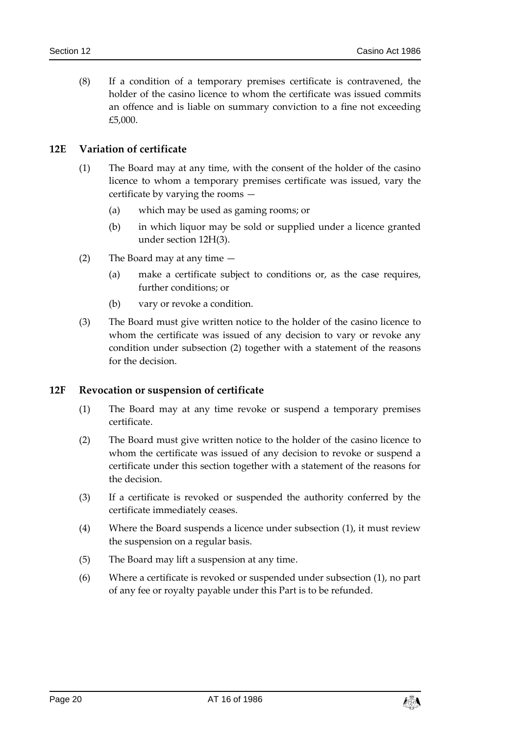(8) If a condition of a temporary premises certificate is contravened, the holder of the casino licence to whom the certificate was issued commits an offence and is liable on summary conviction to a fine not exceeding £5,000.

## 12E Variation of certificate

(1) The Board may at any time, with the consent of the holder of the casino licence to whom a temporary premises certificate was issued, vary the certificate by varying the rooms —

  (a) which may be used as gaming rooms; or

  (b) in which liquor may be sold or supplied under a licence granted under section 12H(3).

(2) The Board may at any time —

  (a) make a certificate subject to conditions or, as the case requires, further conditions; or

  (b) vary or revoke a condition.

(3) The Board must give written notice to the holder of the casino licence to whom the certificate was issued of any decision to vary or revoke any condition under subsection (2) together with a statement of the reasons for the decision.

## 12F Revocation or suspension of certificate

(1) The Board may at any time revoke or suspend a temporary premises certificate.

(2) The Board must give written notice to the holder of the casino licence to whom the certificate was issued of any decision to revoke or suspend a certificate under this section together with a statement of the reasons for the decision.

(3) If a certificate is revoked or suspended the authority conferred by the certificate immediately ceases.

(4) Where the Board suspends a licence under subsection (1), it must review the suspension on a regular basis.

(5) The Board may lift a suspension at any time.

(6) Where a certificate is revoked or suspended under subsection (1), no part of any fee or royalty payable under this Part is to be refunded.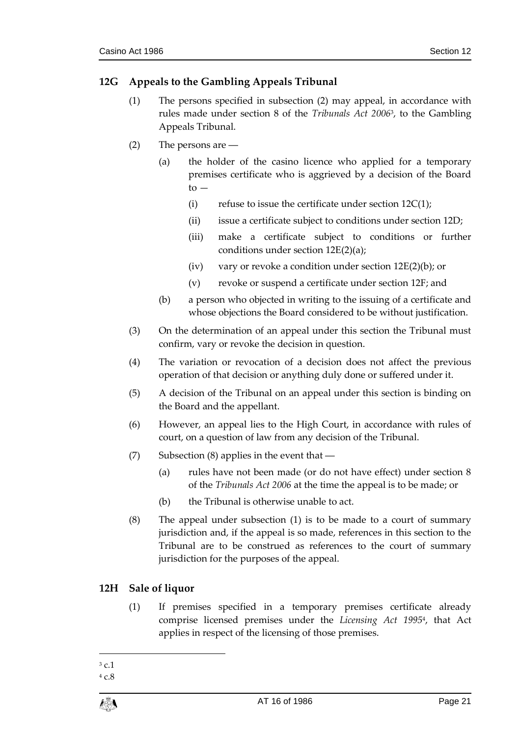## 12G Appeals to the Gambling Appeals Tribunal

(1) The persons specified in subsection (2) may appeal, in accordance with rules made under section 8 of the *Tribunals Act 2006*[3], to the Gambling Appeals Tribunal.

(2) The persons are —

(a) the holder of the casino licence who applied for a temporary premises certificate who is aggrieved by a decision of the Board to —

(i) refuse to issue the certificate under section 12C(1);

(ii) issue a certificate subject to conditions under section 12D;

(iii) make a certificate subject to conditions or further conditions under section 12E(2)(a);

(iv) vary or revoke a condition under section 12E(2)(b); or

(v) revoke or suspend a certificate under section 12F; and

(b) a person who objected in writing to the issuing of a certificate and whose objections the Board considered to be without justification.

(3) On the determination of an appeal under this section the Tribunal must confirm, vary or revoke the decision in question.

(4) The variation or revocation of a decision does not affect the previous operation of that decision or anything duly done or suffered under it.

(5) A decision of the Tribunal on an appeal under this section is binding on the Board and the appellant.

(6) However, an appeal lies to the High Court, in accordance with rules of court, on a question of law from any decision of the Tribunal.

(7) Subsection (8) applies in the event that —

(a) rules have not been made (or do not have effect) under section 8 of the *Tribunals Act 2006* at the time the appeal is to be made; or

(b) the Tribunal is otherwise unable to act.

(8) The appeal under subsection (1) is to be made to a court of summary jurisdiction and, if the appeal is so made, references in this section to the Tribunal are to be construed as references to the court of summary jurisdiction for the purposes of the appeal.

## 12H Sale of liquor

(1) If premises specified in a temporary premises certificate already comprise licensed premises under the *Licensing Act 1995*[4], that Act applies in respect of the licensing of those premises.

---

[3] c.1

[4] c.8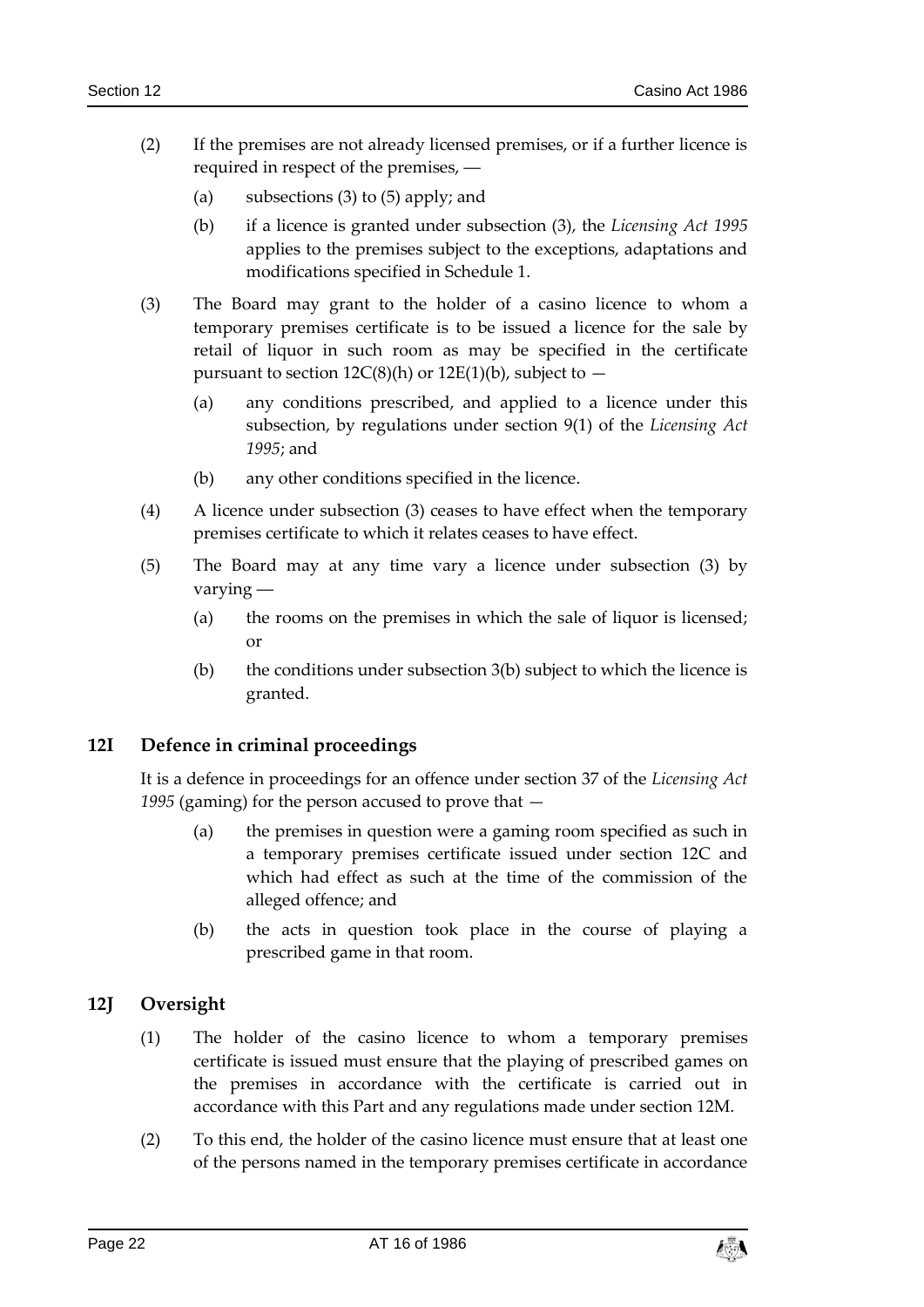(2) If the premises are not already licensed premises, or if a further licence is required in respect of the premises, —

   (a) subsections (3) to (5) apply; and

   (b) if a licence is granted under subsection (3), the *Licensing Act 1995* applies to the premises subject to the exceptions, adaptations and modifications specified in Schedule 1.

(3) The Board may grant to the holder of a casino licence to whom a temporary premises certificate is to be issued a licence for the sale by retail of liquor in such room as may be specified in the certificate pursuant to section 12C(8)(h) or 12E(1)(b), subject to —

   (a) any conditions prescribed, and applied to a licence under this subsection, by regulations under section 9(1) of the *Licensing Act 1995*; and

   (b) any other conditions specified in the licence.

(4) A licence under subsection (3) ceases to have effect when the temporary premises certificate to which it relates ceases to have effect.

(5) The Board may at any time vary a licence under subsection (3) by varying —

   (a) the rooms on the premises in which the sale of liquor is licensed; or

   (b) the conditions under subsection 3(b) subject to which the licence is granted.

## 12I Defence in criminal proceedings

It is a defence in proceedings for an offence under section 37 of the *Licensing Act 1995* (gaming) for the person accused to prove that —

   (a) the premises in question were a gaming room specified as such in a temporary premises certificate issued under section 12C and which had effect as such at the time of the commission of the alleged offence; and

   (b) the acts in question took place in the course of playing a prescribed game in that room.

## 12J Oversight

(1) The holder of the casino licence to whom a temporary premises certificate is issued must ensure that the playing of prescribed games on the premises in accordance with the certificate is carried out in accordance with this Part and any regulations made under section 12M.

(2) To this end, the holder of the casino licence must ensure that at least one of the persons named in the temporary premises certificate in accordance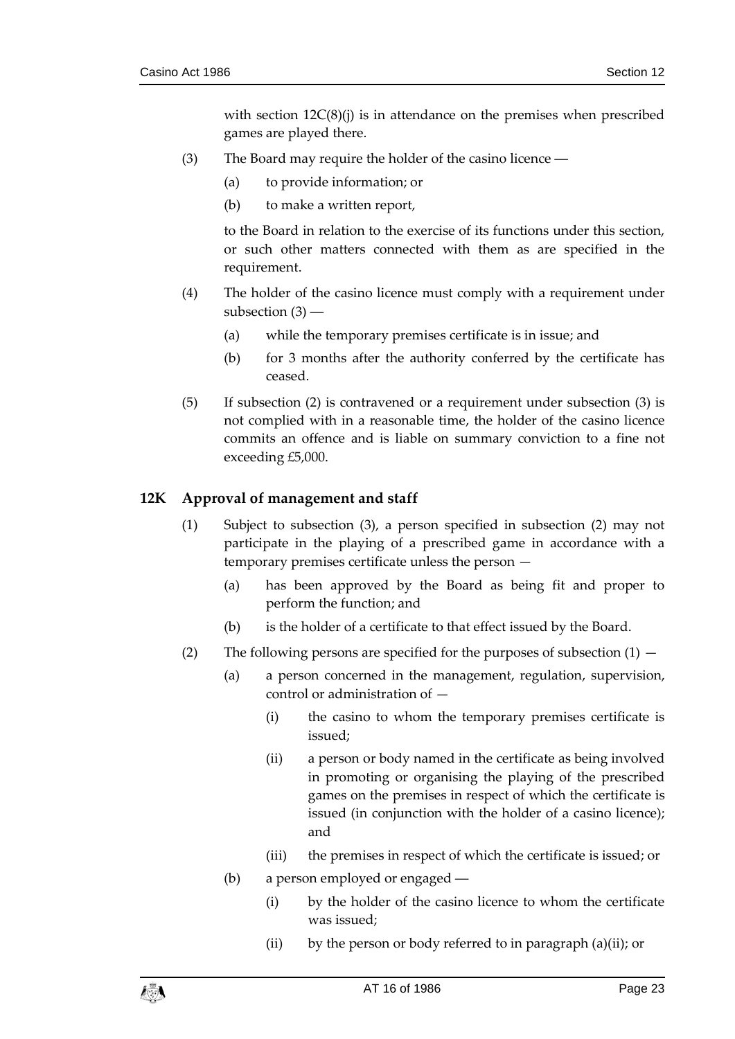with section 12C(8)(j) is in attendance on the premises when prescribed games are played there.

(3) The Board may require the holder of the casino licence —

(a) to provide information; or

(b) to make a written report,

to the Board in relation to the exercise of its functions under this section, or such other matters connected with them as are specified in the requirement.

(4) The holder of the casino licence must comply with a requirement under subsection (3) —

(a) while the temporary premises certificate is in issue; and

(b) for 3 months after the authority conferred by the certificate has ceased.

(5) If subsection (2) is contravened or a requirement under subsection (3) is not complied with in a reasonable time, the holder of the casino licence commits an offence and is liable on summary conviction to a fine not exceeding £5,000.

## 12K Approval of management and staff

(1) Subject to subsection (3), a person specified in subsection (2) may not participate in the playing of a prescribed game in accordance with a temporary premises certificate unless the person —

(a) has been approved by the Board as being fit and proper to perform the function; and

(b) is the holder of a certificate to that effect issued by the Board.

(2) The following persons are specified for the purposes of subsection (1) —

(a) a person concerned in the management, regulation, supervision, control or administration of —

(i) the casino to whom the temporary premises certificate is issued;

(ii) a person or body named in the certificate as being involved in promoting or organising the playing of the prescribed games on the premises in respect of which the certificate is issued (in conjunction with the holder of a casino licence); and

(iii) the premises in respect of which the certificate is issued; or

(b) a person employed or engaged —

(i) by the holder of the casino licence to whom the certificate was issued;

(ii) by the person or body referred to in paragraph (a)(ii); or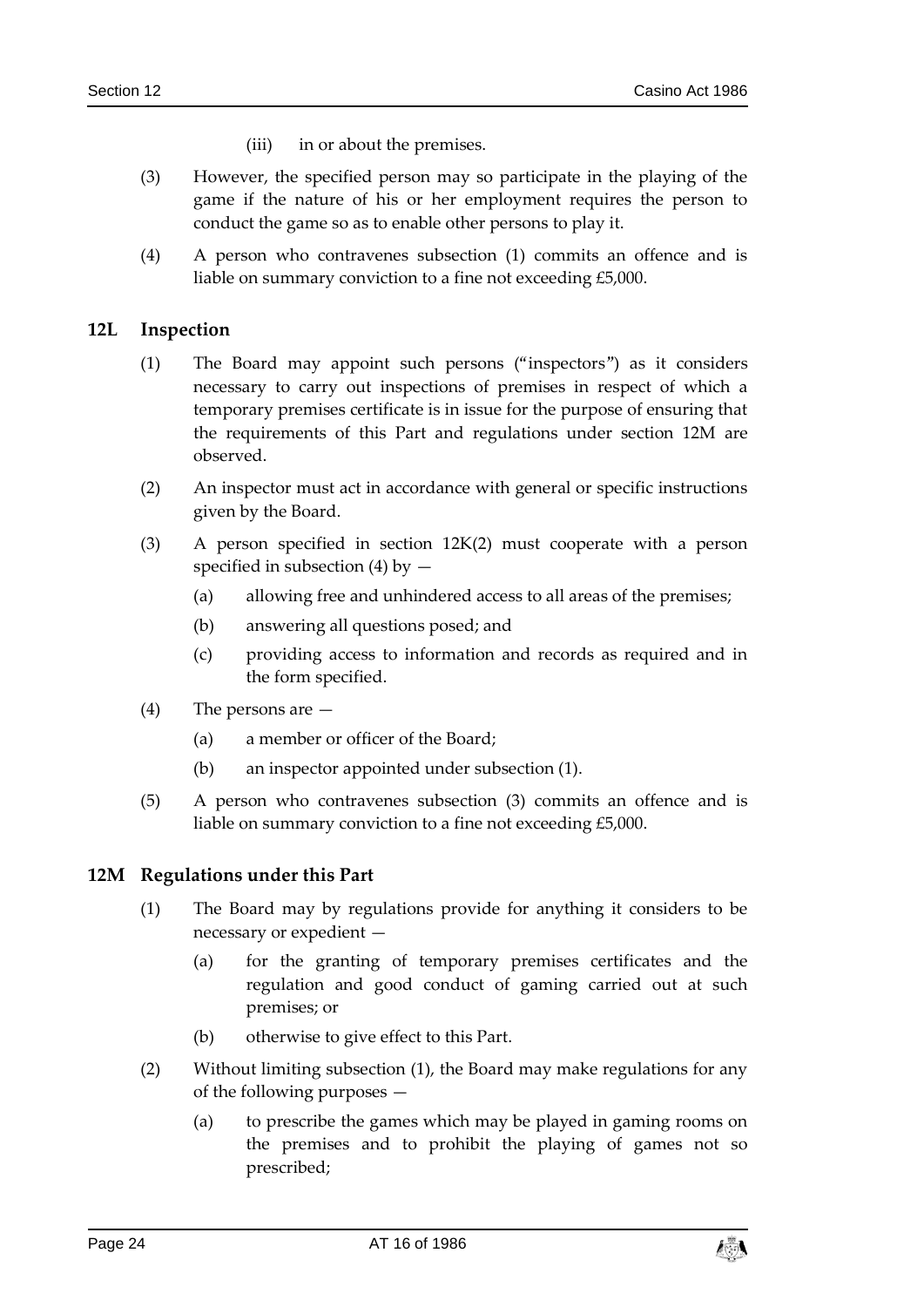(iii) in or about the premises.

(3) However, the specified person may so participate in the playing of the game if the nature of his or her employment requires the person to conduct the game so as to enable other persons to play it.

(4) A person who contravenes subsection (1) commits an offence and is liable on summary conviction to a fine not exceeding £5,000.

## 12L Inspection

(1) The Board may appoint such persons ("inspectors") as it considers necessary to carry out inspections of premises in respect of which a temporary premises certificate is in issue for the purpose of ensuring that the requirements of this Part and regulations under section 12M are observed.

(2) An inspector must act in accordance with general or specific instructions given by the Board.

(3) A person specified in section 12K(2) must cooperate with a person specified in subsection (4) by —

(a) allowing free and unhindered access to all areas of the premises;

(b) answering all questions posed; and

(c) providing access to information and records as required and in the form specified.

(4) The persons are —

(a) a member or officer of the Board;

(b) an inspector appointed under subsection (1).

(5) A person who contravenes subsection (3) commits an offence and is liable on summary conviction to a fine not exceeding £5,000.

## 12M Regulations under this Part

(1) The Board may by regulations provide for anything it considers to be necessary or expedient —

(a) for the granting of temporary premises certificates and the regulation and good conduct of gaming carried out at such premises; or

(b) otherwise to give effect to this Part.

(2) Without limiting subsection (1), the Board may make regulations for any of the following purposes —

(a) to prescribe the games which may be played in gaming rooms on the premises and to prohibit the playing of games not so prescribed;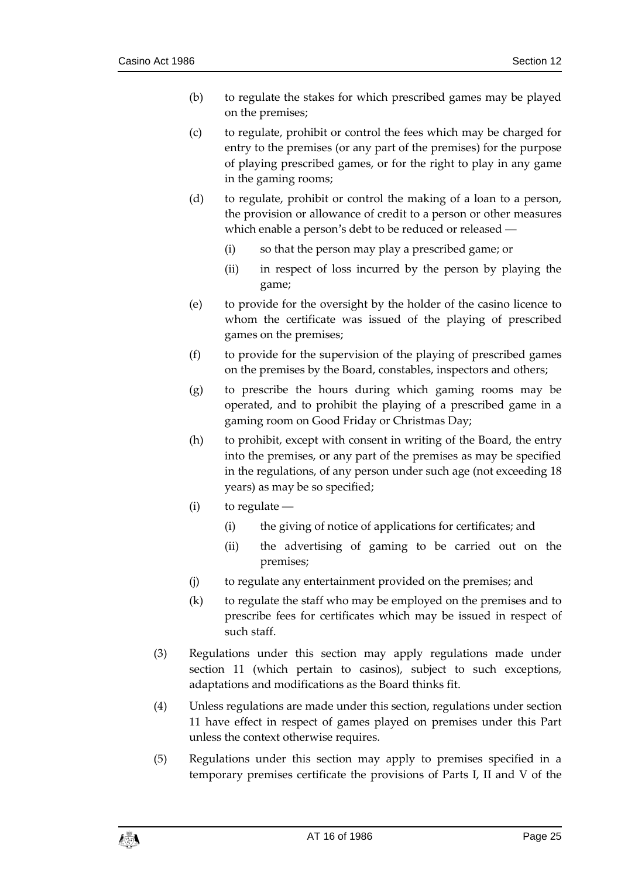(b) to regulate the stakes for which prescribed games may be played on the premises;

(c) to regulate, prohibit or control the fees which may be charged for entry to the premises (or any part of the premises) for the purpose of playing prescribed games, or for the right to play in any game in the gaming rooms;

(d) to regulate, prohibit or control the making of a loan to a person, the provision or allowance of credit to a person or other measures which enable a person's debt to be reduced or released —

  (i) so that the person may play a prescribed game; or

  (ii) in respect of loss incurred by the person by playing the game;

(e) to provide for the oversight by the holder of the casino licence to whom the certificate was issued of the playing of prescribed games on the premises;

(f) to provide for the supervision of the playing of prescribed games on the premises by the Board, constables, inspectors and others;

(g) to prescribe the hours during which gaming rooms may be operated, and to prohibit the playing of a prescribed game in a gaming room on Good Friday or Christmas Day;

(h) to prohibit, except with consent in writing of the Board, the entry into the premises, or any part of the premises as may be specified in the regulations, of any person under such age (not exceeding 18 years) as may be so specified;

(i) to regulate —

  (i) the giving of notice of applications for certificates; and

  (ii) the advertising of gaming to be carried out on the premises;

(j) to regulate any entertainment provided on the premises; and

(k) to regulate the staff who may be employed on the premises and to prescribe fees for certificates which may be issued in respect of such staff.

(3) Regulations under this section may apply regulations made under section 11 (which pertain to casinos), subject to such exceptions, adaptations and modifications as the Board thinks fit.

(4) Unless regulations are made under this section, regulations under section 11 have effect in respect of games played on premises under this Part unless the context otherwise requires.

(5) Regulations under this section may apply to premises specified in a temporary premises certificate the provisions of Parts I, II and V of the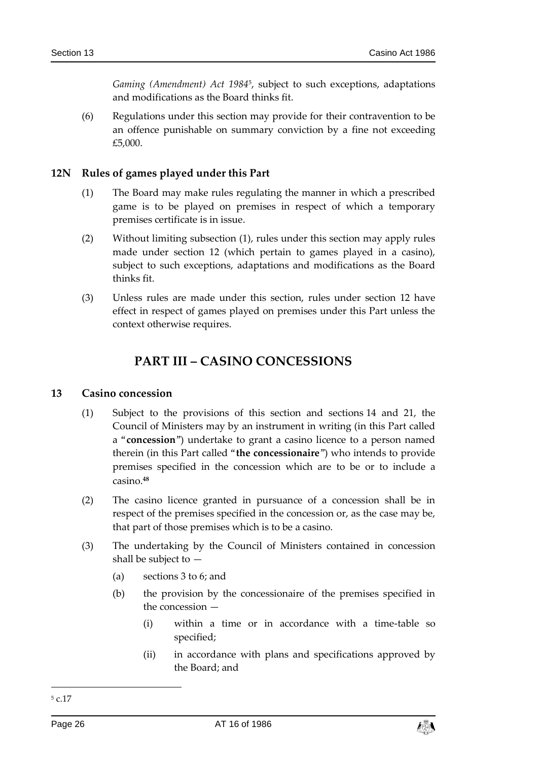*Gaming (Amendment) Act 1984*[5], subject to such exceptions, adaptations and modifications as the Board thinks fit.

(6) Regulations under this section may provide for their contravention to be an offence punishable on summary conviction by a fine not exceeding £5,000.

### 12N Rules of games played under this Part

(1) The Board may make rules regulating the manner in which a prescribed game is to be played on premises in respect of which a temporary premises certificate is in issue.

(2) Without limiting subsection (1), rules under this section may apply rules made under section 12 (which pertain to games played in a casino), subject to such exceptions, adaptations and modifications as the Board thinks fit.

(3) Unless rules are made under this section, rules under section 12 have effect in respect of games played on premises under this Part unless the context otherwise requires.

## PART III – CASINO CONCESSIONS

### 13 Casino concession

(1) Subject to the provisions of this section and sections 14 and 21, the Council of Ministers may by an instrument in writing (in this Part called a "**concession**") undertake to grant a casino licence to a person named therein (in this Part called "**the concessionaire**") who intends to provide premises specified in the concession which are to be or to include a casino.[48]

(2) The casino licence granted in pursuance of a concession shall be in respect of the premises specified in the concession or, as the case may be, that part of those premises which is to be a casino.

(3) The undertaking by the Council of Ministers contained in concession shall be subject to —

(a) sections 3 to 6; and

(b) the provision by the concessionaire of the premises specified in the concession —

(i) within a time or in accordance with a time-table so specified;

(ii) in accordance with plans and specifications approved by the Board; and

[5] c.17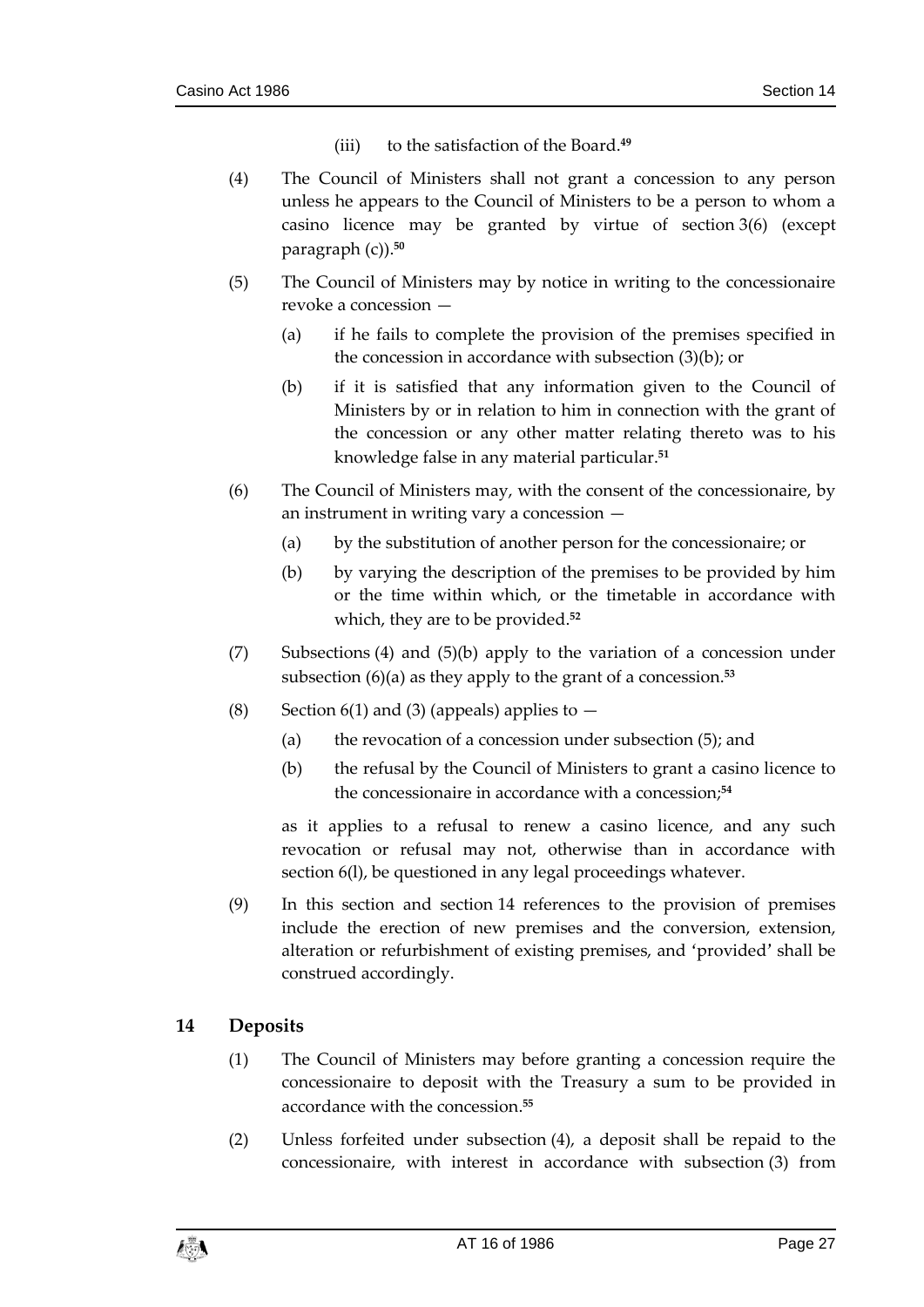(iii) to the satisfaction of the Board.[49]

(4) The Council of Ministers shall not grant a concession to any person unless he appears to the Council of Ministers to be a person to whom a casino licence may be granted by virtue of section 3(6) (except paragraph (c)).[50]

(5) The Council of Ministers may by notice in writing to the concessionaire revoke a concession —

(a) if he fails to complete the provision of the premises specified in the concession in accordance with subsection (3)(b); or

(b) if it is satisfied that any information given to the Council of Ministers by or in relation to him in connection with the grant of the concession or any other matter relating thereto was to his knowledge false in any material particular.[51]

(6) The Council of Ministers may, with the consent of the concessionaire, by an instrument in writing vary a concession —

(a) by the substitution of another person for the concessionaire; or

(b) by varying the description of the premises to be provided by him or the time within which, or the timetable in accordance with which, they are to be provided.[52]

(7) Subsections (4) and (5)(b) apply to the variation of a concession under subsection (6)(a) as they apply to the grant of a concession.[53]

(8) Section 6(1) and (3) (appeals) applies to —

(a) the revocation of a concession under subsection (5); and

(b) the refusal by the Council of Ministers to grant a casino licence to the concessionaire in accordance with a concession;[54]

as it applies to a refusal to renew a casino licence, and any such revocation or refusal may not, otherwise than in accordance with section 6(l), be questioned in any legal proceedings whatever.

(9) In this section and section 14 references to the provision of premises include the erection of new premises and the conversion, extension, alteration or refurbishment of existing premises, and 'provided' shall be construed accordingly.

## 14 Deposits

(1) The Council of Ministers may before granting a concession require the concessionaire to deposit with the Treasury a sum to be provided in accordance with the concession.[55]

(2) Unless forfeited under subsection (4), a deposit shall be repaid to the concessionaire, with interest in accordance with subsection (3) from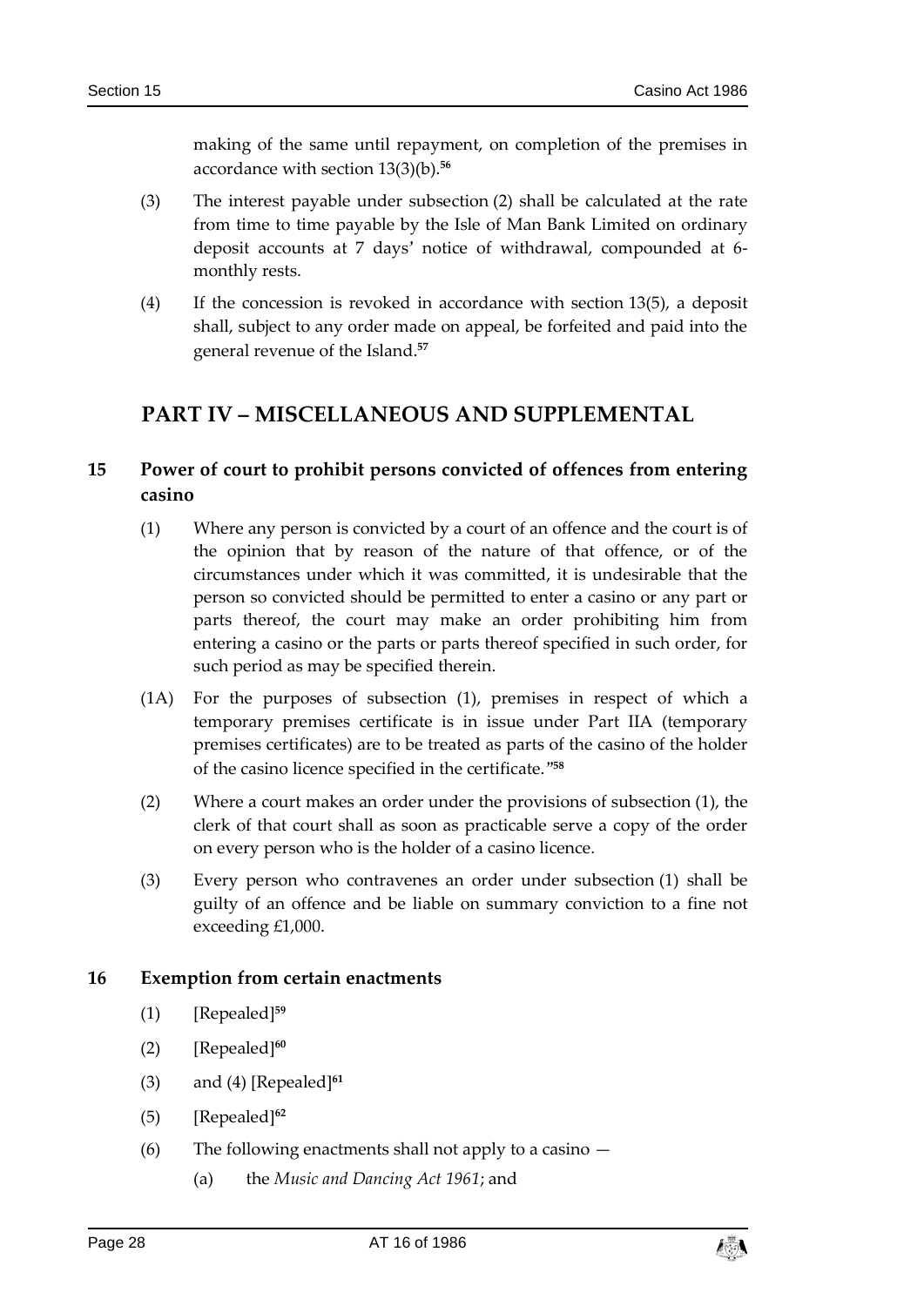making of the same until repayment, on completion of the premises in accordance with section 13(3)(b).[56]

(3) The interest payable under subsection (2) shall be calculated at the rate from time to time payable by the Isle of Man Bank Limited on ordinary deposit accounts at 7 days' notice of withdrawal, compounded at 6-monthly rests.

(4) If the concession is revoked in accordance with section 13(5), a deposit shall, subject to any order made on appeal, be forfeited and paid into the general revenue of the Island.[57]

## PART IV – MISCELLANEOUS AND SUPPLEMENTAL

### 15 Power of court to prohibit persons convicted of offences from entering casino

(1) Where any person is convicted by a court of an offence and the court is of the opinion that by reason of the nature of that offence, or of the circumstances under which it was committed, it is undesirable that the person so convicted should be permitted to enter a casino or any part or parts thereof, the court may make an order prohibiting him from entering a casino or the parts or parts thereof specified in such order, for such period as may be specified therein.

(1A) For the purposes of subsection (1), premises in respect of which a temporary premises certificate is in issue under Part IIA (temporary premises certificates) are to be treated as parts of the casino of the holder of the casino licence specified in the certificate.”[58]

(2) Where a court makes an order under the provisions of subsection (1), the clerk of that court shall as soon as practicable serve a copy of the order on every person who is the holder of a casino licence.

(3) Every person who contravenes an order under subsection (1) shall be guilty of an offence and be liable on summary conviction to a fine not exceeding £1,000.

### 16 Exemption from certain enactments

(1) [Repealed][59]

(2) [Repealed][60]

(3) and (4) [Repealed][61]

(5) [Repealed][62]

(6) The following enactments shall not apply to a casino —

(a) the *Music and Dancing Act 1961*; and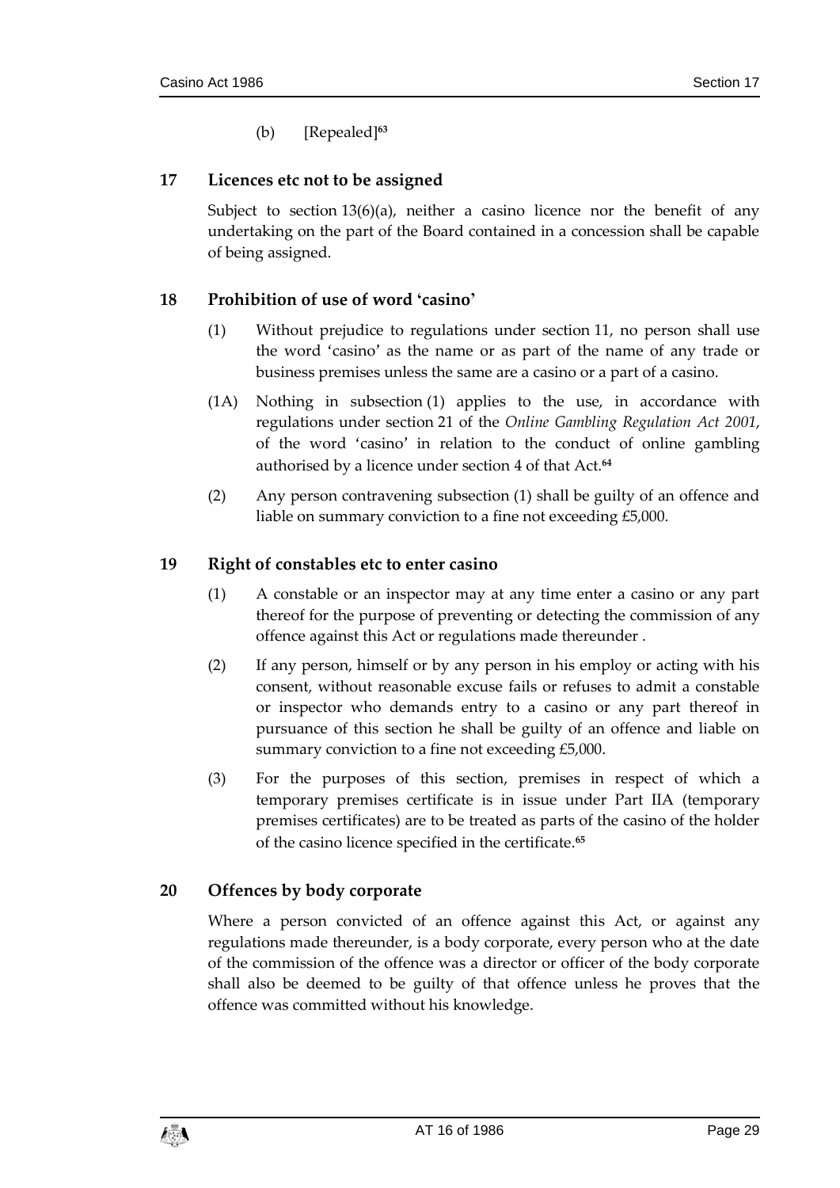(b) [Repealed][63]

## 17 Licences etc not to be assigned

Subject to section 13(6)(a), neither a casino licence nor the benefit of any undertaking on the part of the Board contained in a concession shall be capable of being assigned.

## 18 Prohibition of use of word 'casino'

(1) Without prejudice to regulations under section 11, no person shall use the word 'casino' as the name or as part of the name of any trade or business premises unless the same are a casino or a part of a casino.

(1A) Nothing in subsection (1) applies to the use, in accordance with regulations under section 21 of the *Online Gambling Regulation Act 2001*, of the word 'casino' in relation to the conduct of online gambling authorised by a licence under section 4 of that Act.[64]

(2) Any person contravening subsection (1) shall be guilty of an offence and liable on summary conviction to a fine not exceeding £5,000.

## 19 Right of constables etc to enter casino

(1) A constable or an inspector may at any time enter a casino or any part thereof for the purpose of preventing or detecting the commission of any offence against this Act or regulations made thereunder .

(2) If any person, himself or by any person in his employ or acting with his consent, without reasonable excuse fails or refuses to admit a constable or inspector who demands entry to a casino or any part thereof in pursuance of this section he shall be guilty of an offence and liable on summary conviction to a fine not exceeding £5,000.

(3) For the purposes of this section, premises in respect of which a temporary premises certificate is in issue under Part IIA (temporary premises certificates) are to be treated as parts of the casino of the holder of the casino licence specified in the certificate.[65]

## 20 Offences by body corporate

Where a person convicted of an offence against this Act, or against any regulations made thereunder, is a body corporate, every person who at the date of the commission of the offence was a director or officer of the body corporate shall also be deemed to be guilty of that offence unless he proves that the offence was committed without his knowledge.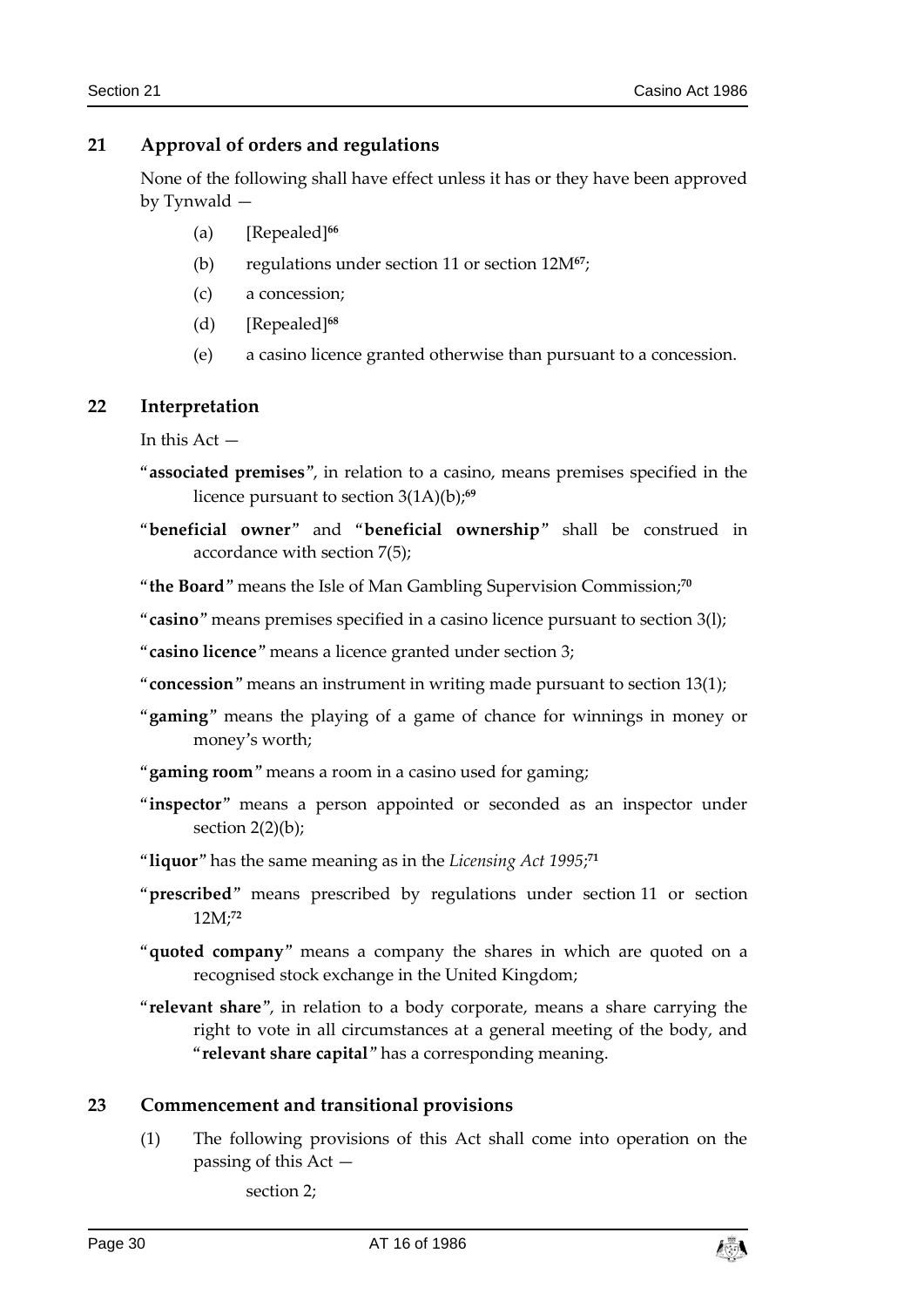## 21 Approval of orders and regulations

None of the following shall have effect unless it has or they have been approved by Tynwald —

(a) [Repealed][66]

(b) regulations under section 11 or section 12M[67];

(c) a concession;

(d) [Repealed][68]

(e) a casino licence granted otherwise than pursuant to a concession.

## 22 Interpretation

In this Act —

"**associated premises**", in relation to a casino, means premises specified in the licence pursuant to section 3(1A)(b);[69]

"**beneficial owner**" and "**beneficial ownership**" shall be construed in accordance with section 7(5);

"**the Board**" means the Isle of Man Gambling Supervision Commission;[70]

"**casino**" means premises specified in a casino licence pursuant to section 3(l);

"**casino licence**" means a licence granted under section 3;

"**concession**" means an instrument in writing made pursuant to section 13(1);

"**gaming**" means the playing of a game of chance for winnings in money or money's worth;

"**gaming room**" means a room in a casino used for gaming;

"**inspector**" means a person appointed or seconded as an inspector under section 2(2)(b);

"**liquor**" has the same meaning as in the *Licensing Act 1995*;[71]

"**prescribed**" means prescribed by regulations under section 11 or section 12M;[72]

"**quoted company**" means a company the shares in which are quoted on a recognised stock exchange in the United Kingdom;

"**relevant share**", in relation to a body corporate, means a share carrying the right to vote in all circumstances at a general meeting of the body, and "**relevant share capital**" has a corresponding meaning.

## 23 Commencement and transitional provisions

(1) The following provisions of this Act shall come into operation on the passing of this Act —

section 2;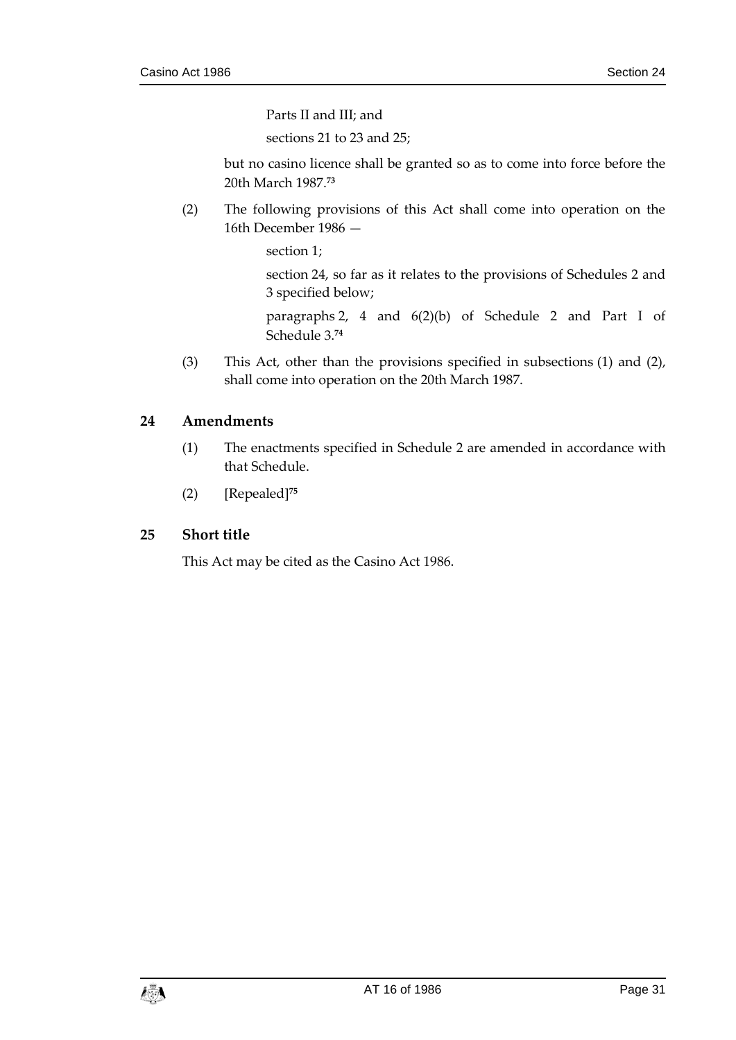Parts II and III; and

sections 21 to 23 and 25;

but no casino licence shall be granted so as to come into force before the 20th March 1987.[73]

(2) The following provisions of this Act shall come into operation on the 16th December 1986 —

section 1;

section 24, so far as it relates to the provisions of Schedules 2 and 3 specified below;

paragraphs 2, 4 and 6(2)(b) of Schedule 2 and Part I of Schedule 3.[74]

(3) This Act, other than the provisions specified in subsections (1) and (2), shall come into operation on the 20th March 1987.

## 24 Amendments

(1) The enactments specified in Schedule 2 are amended in accordance with that Schedule.

(2) [Repealed][75]

## 25 Short title

This Act may be cited as the Casino Act 1986.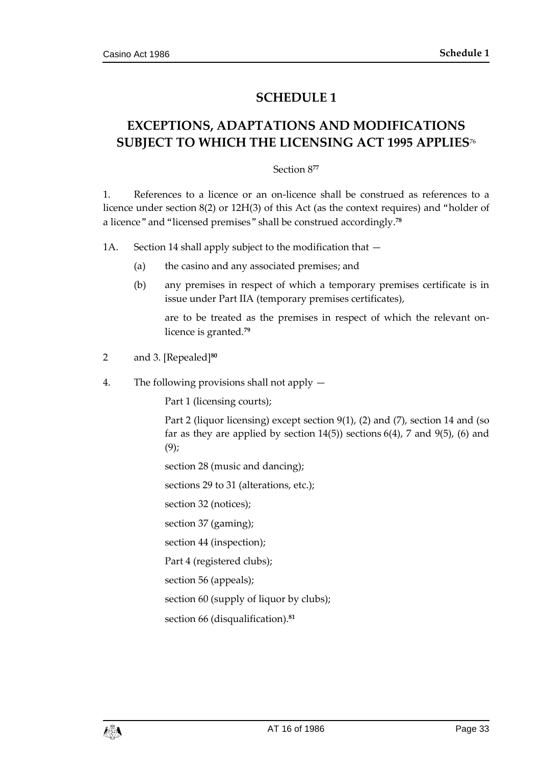# SCHEDULE 1

## EXCEPTIONS, ADAPTATIONS AND MODIFICATIONS SUBJECT TO WHICH THE LICENSING ACT 1995 APPLIES[76]

Section 8[77]

1. References to a licence or an on-licence shall be construed as references to a licence under section 8(2) or 12H(3) of this Act (as the context requires) and "holder of a licence" and "licensed premises" shall be construed accordingly.[78]

1A. Section 14 shall apply subject to the modification that —

(a) the casino and any associated premises; and

(b) any premises in respect of which a temporary premises certificate is in issue under Part IIA (temporary premises certificates),

are to be treated as the premises in respect of which the relevant on-licence is granted.[79]

2 and 3. [Repealed][80]

4. The following provisions shall not apply —

Part 1 (licensing courts);

Part 2 (liquor licensing) except section 9(1), (2) and (7), section 14 and (so far as they are applied by section 14(5)) sections 6(4), 7 and 9(5), (6) and (9);

section 28 (music and dancing);

sections 29 to 31 (alterations, etc.);

section 32 (notices);

section 37 (gaming);

section 44 (inspection);

Part 4 (registered clubs);

section 56 (appeals);

section 60 (supply of liquor by clubs);

section 66 (disqualification).[81]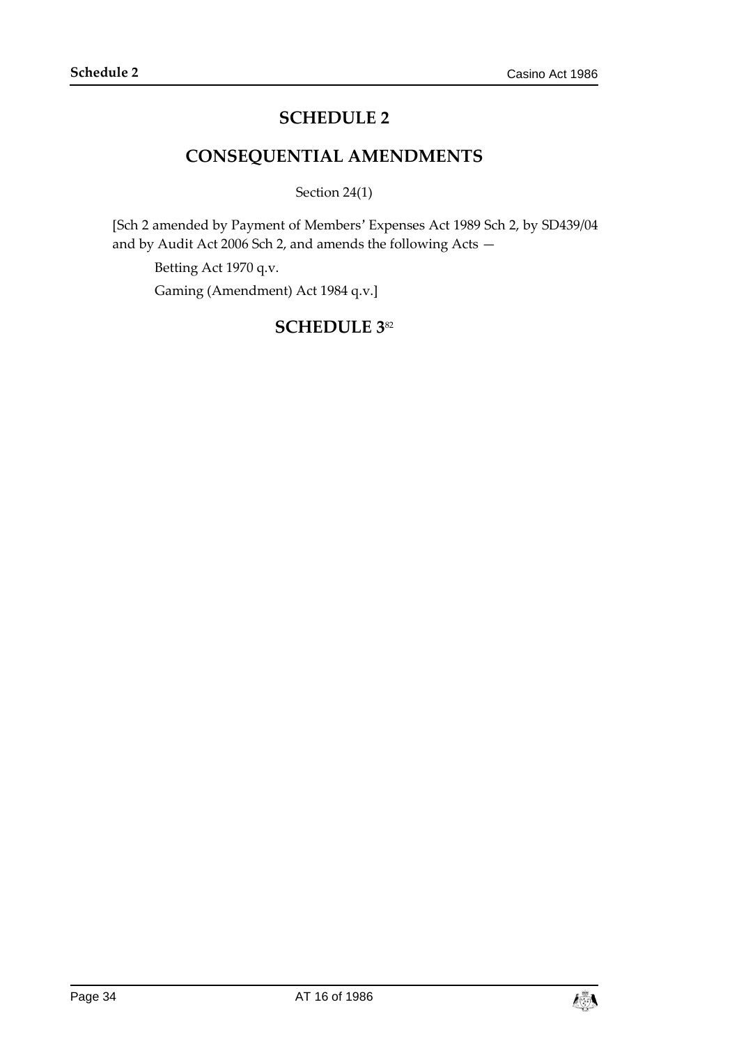# SCHEDULE 2

## CONSEQUENTIAL AMENDMENTS

Section 24(1)

[Sch 2 amended by Payment of Members' Expenses Act 1989 Sch 2, by SD439/04 and by Audit Act 2006 Sch 2, and amends the following Acts —

Betting Act 1970 q.v.

Gaming (Amendment) Act 1984 q.v.]

# SCHEDULE 3[82]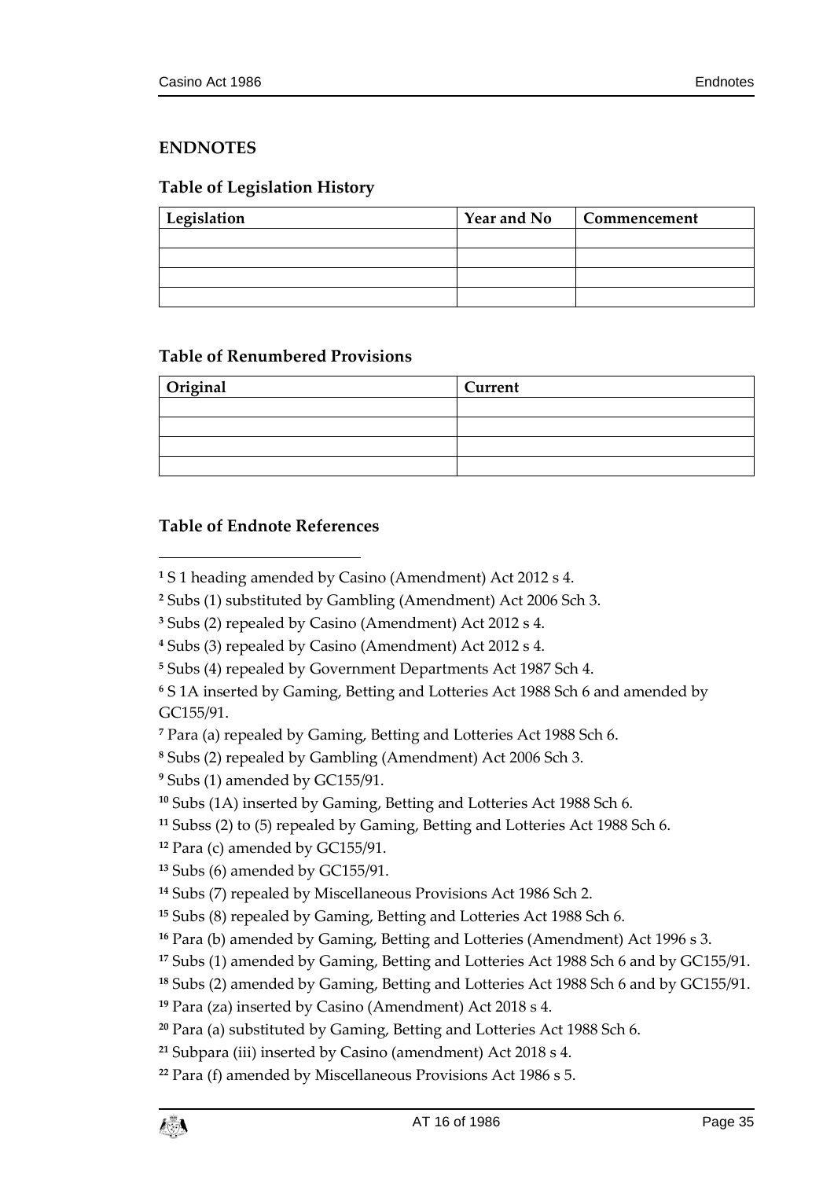## ENDNOTES

### Table of Legislation History

| Legislation | Year and No | Commencement |
|---|---|---|
| | | |
| | | |
| | | |
| | | |

### Table of Renumbered Provisions

| Original | Current |
|---|---|
| | |
| | |
| | |
| | |

### Table of Endnote References

[1] S 1 heading amended by Casino (Amendment) Act 2012 s 4.

[2] Subs (1) substituted by Gambling (Amendment) Act 2006 Sch 3.

[3] Subs (2) repealed by Casino (Amendment) Act 2012 s 4.

[4] Subs (3) repealed by Casino (Amendment) Act 2012 s 4.

[5] Subs (4) repealed by Government Departments Act 1987 Sch 4.

[6] S 1A inserted by Gaming, Betting and Lotteries Act 1988 Sch 6 and amended by GC155/91.

[7] Para (a) repealed by Gaming, Betting and Lotteries Act 1988 Sch 6.

[8] Subs (2) repealed by Gambling (Amendment) Act 2006 Sch 3.

[9] Subs (1) amended by GC155/91.

[10] Subs (1A) inserted by Gaming, Betting and Lotteries Act 1988 Sch 6.

[11] Subss (2) to (5) repealed by Gaming, Betting and Lotteries Act 1988 Sch 6.

[12] Para (c) amended by GC155/91.

[13] Subs (6) amended by GC155/91.

[14] Subs (7) repealed by Miscellaneous Provisions Act 1986 Sch 2.

[15] Subs (8) repealed by Gaming, Betting and Lotteries Act 1988 Sch 6.

[16] Para (b) amended by Gaming, Betting and Lotteries (Amendment) Act 1996 s 3.

[17] Subs (1) amended by Gaming, Betting and Lotteries Act 1988 Sch 6 and by GC155/91.

[18] Subs (2) amended by Gaming, Betting and Lotteries Act 1988 Sch 6 and by GC155/91.

[19] Para (za) inserted by Casino (Amendment) Act 2018 s 4.

[20] Para (a) substituted by Gaming, Betting and Lotteries Act 1988 Sch 6.

[21] Subpara (iii) inserted by Casino (amendment) Act 2018 s 4.

[22] Para (f) amended by Miscellaneous Provisions Act 1986 s 5.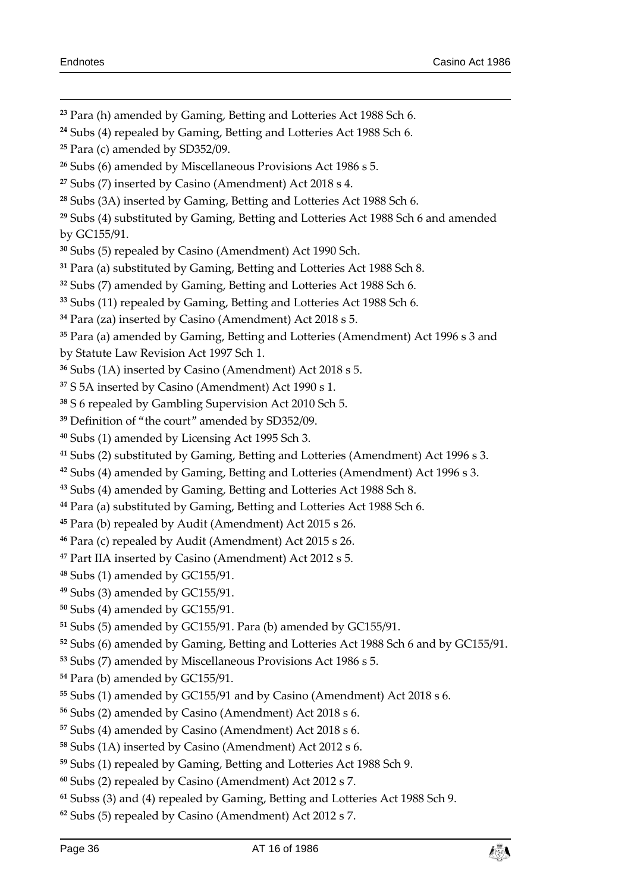[23] Para (h) amended by Gaming, Betting and Lotteries Act 1988 Sch 6.

[24] Subs (4) repealed by Gaming, Betting and Lotteries Act 1988 Sch 6.

[25] Para (c) amended by SD352/09.

[26] Subs (6) amended by Miscellaneous Provisions Act 1986 s 5.

[27] Subs (7) inserted by Casino (Amendment) Act 2018 s 4.

[28] Subs (3A) inserted by Gaming, Betting and Lotteries Act 1988 Sch 6.

[29] Subs (4) substituted by Gaming, Betting and Lotteries Act 1988 Sch 6 and amended by GC155/91.

[30] Subs (5) repealed by Casino (Amendment) Act 1990 Sch.

[31] Para (a) substituted by Gaming, Betting and Lotteries Act 1988 Sch 8.

[32] Subs (7) amended by Gaming, Betting and Lotteries Act 1988 Sch 6.

[33] Subs (11) repealed by Gaming, Betting and Lotteries Act 1988 Sch 6.

[34] Para (za) inserted by Casino (Amendment) Act 2018 s 5.

[35] Para (a) amended by Gaming, Betting and Lotteries (Amendment) Act 1996 s 3 and by Statute Law Revision Act 1997 Sch 1.

[36] Subs (1A) inserted by Casino (Amendment) Act 2018 s 5.

[37] S 5A inserted by Casino (Amendment) Act 1990 s 1.

[38] S 6 repealed by Gambling Supervision Act 2010 Sch 5.

[39] Definition of "the court" amended by SD352/09.

[40] Subs (1) amended by Licensing Act 1995 Sch 3.

[41] Subs (2) substituted by Gaming, Betting and Lotteries (Amendment) Act 1996 s 3.

[42] Subs (4) amended by Gaming, Betting and Lotteries (Amendment) Act 1996 s 3.

[43] Subs (4) amended by Gaming, Betting and Lotteries Act 1988 Sch 8.

[44] Para (a) substituted by Gaming, Betting and Lotteries Act 1988 Sch 6.

[45] Para (b) repealed by Audit (Amendment) Act 2015 s 26.

[46] Para (c) repealed by Audit (Amendment) Act 2015 s 26.

[47] Part IIA inserted by Casino (Amendment) Act 2012 s 5.

[48] Subs (1) amended by GC155/91.

[49] Subs (3) amended by GC155/91.

[50] Subs (4) amended by GC155/91.

[51] Subs (5) amended by GC155/91. Para (b) amended by GC155/91.

[52] Subs (6) amended by Gaming, Betting and Lotteries Act 1988 Sch 6 and by GC155/91.

[53] Subs (7) amended by Miscellaneous Provisions Act 1986 s 5.

[54] Para (b) amended by GC155/91.

[55] Subs (1) amended by GC155/91 and by Casino (Amendment) Act 2018 s 6.

[56] Subs (2) amended by Casino (Amendment) Act 2018 s 6.

[57] Subs (4) amended by Casino (Amendment) Act 2018 s 6.

[58] Subs (1A) inserted by Casino (Amendment) Act 2012 s 6.

[59] Subs (1) repealed by Gaming, Betting and Lotteries Act 1988 Sch 9.

[60] Subs (2) repealed by Casino (Amendment) Act 2012 s 7.

[61] Subss (3) and (4) repealed by Gaming, Betting and Lotteries Act 1988 Sch 9.

[62] Subs (5) repealed by Casino (Amendment) Act 2012 s 7.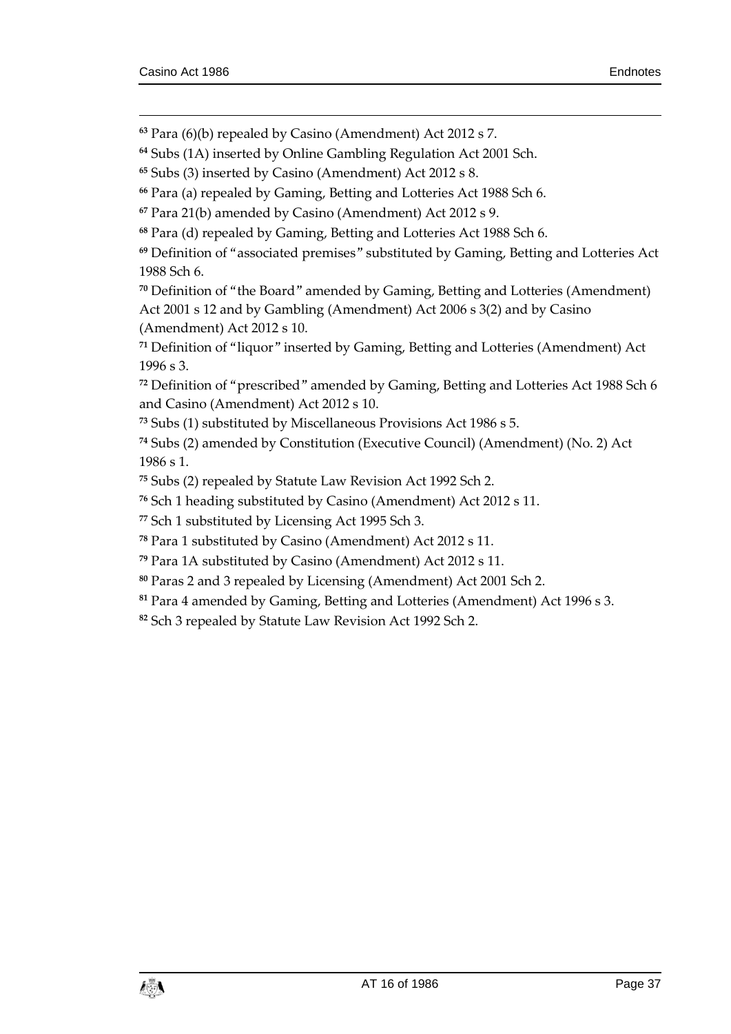[63] Para (6)(b) repealed by Casino (Amendment) Act 2012 s 7.

[64] Subs (1A) inserted by Online Gambling Regulation Act 2001 Sch.

[65] Subs (3) inserted by Casino (Amendment) Act 2012 s 8.

[66] Para (a) repealed by Gaming, Betting and Lotteries Act 1988 Sch 6.

[67] Para 21(b) amended by Casino (Amendment) Act 2012 s 9.

[68] Para (d) repealed by Gaming, Betting and Lotteries Act 1988 Sch 6.

[69] Definition of "associated premises" substituted by Gaming, Betting and Lotteries Act 1988 Sch 6.

[70] Definition of "the Board" amended by Gaming, Betting and Lotteries (Amendment) Act 2001 s 12 and by Gambling (Amendment) Act 2006 s 3(2) and by Casino (Amendment) Act 2012 s 10.

[71] Definition of "liquor" inserted by Gaming, Betting and Lotteries (Amendment) Act 1996 s 3.

[72] Definition of "prescribed" amended by Gaming, Betting and Lotteries Act 1988 Sch 6 and Casino (Amendment) Act 2012 s 10.

[73] Subs (1) substituted by Miscellaneous Provisions Act 1986 s 5.

[74] Subs (2) amended by Constitution (Executive Council) (Amendment) (No. 2) Act 1986 s 1.

[75] Subs (2) repealed by Statute Law Revision Act 1992 Sch 2.

[76] Sch 1 heading substituted by Casino (Amendment) Act 2012 s 11.

[77] Sch 1 substituted by Licensing Act 1995 Sch 3.

[78] Para 1 substituted by Casino (Amendment) Act 2012 s 11.

[79] Para 1A substituted by Casino (Amendment) Act 2012 s 11.

[80] Paras 2 and 3 repealed by Licensing (Amendment) Act 2001 Sch 2.

[81] Para 4 amended by Gaming, Betting and Lotteries (Amendment) Act 1996 s 3.

[82] Sch 3 repealed by Statute Law Revision Act 1992 Sch 2.